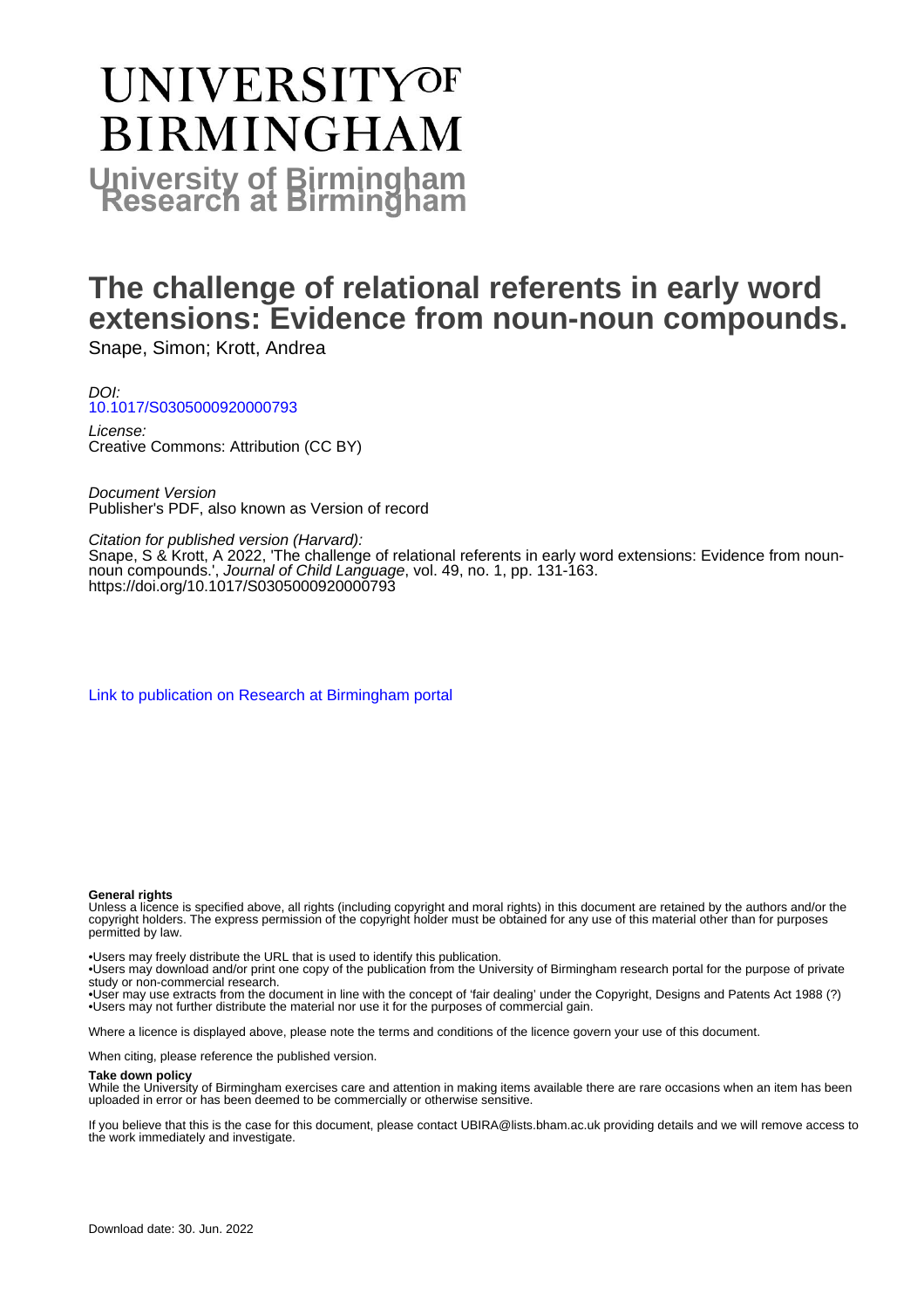# UNIVERSITY OF BIRMINGHAM

## University of Birmingham Research at Birmingham

# The challenge of relational referents in early word extensions: Evidence from noun-noun compounds.

Snape, Simon; Krott, Andrea

*DOI:*
10.1017/S0305000920000793

*License:*
Creative Commons: Attribution (CC BY)

*Document Version*
Publisher's PDF, also known as Version of record

*Citation for published version (Harvard):*
Snape, S & Krott, A 2022, 'The challenge of relational referents in early word extensions: Evidence from noun-noun compounds.', *Journal of Child Language*, vol. 49, no. 1, pp. 131-163.
https://doi.org/10.1017/S0305000920000793

Link to publication on Research at Birmingham portal

**General rights**
Unless a licence is specified above, all rights (including copyright and moral rights) in this document are retained by the authors and/or the copyright holders. The express permission of the copyright holder must be obtained for any use of this material other than for purposes permitted by law.

- •Users may freely distribute the URL that is used to identify this publication.
- •Users may download and/or print one copy of the publication from the University of Birmingham research portal for the purpose of private study or non-commercial research.
- •User may use extracts from the document in line with the concept of 'fair dealing' under the Copyright, Designs and Patents Act 1988 (?)
- •Users may not further distribute the material nor use it for the purposes of commercial gain.

Where a licence is displayed above, please note the terms and conditions of the licence govern your use of this document.

When citing, please reference the published version.

**Take down policy**
While the University of Birmingham exercises care and attention in making items available there are rare occasions when an item has been uploaded in error or has been deemed to be commercially or otherwise sensitive.

If you believe that this is the case for this document, please contact UBIRA@lists.bham.ac.uk providing details and we will remove access to the work immediately and investigate.

Download date: 30. Jun. 2022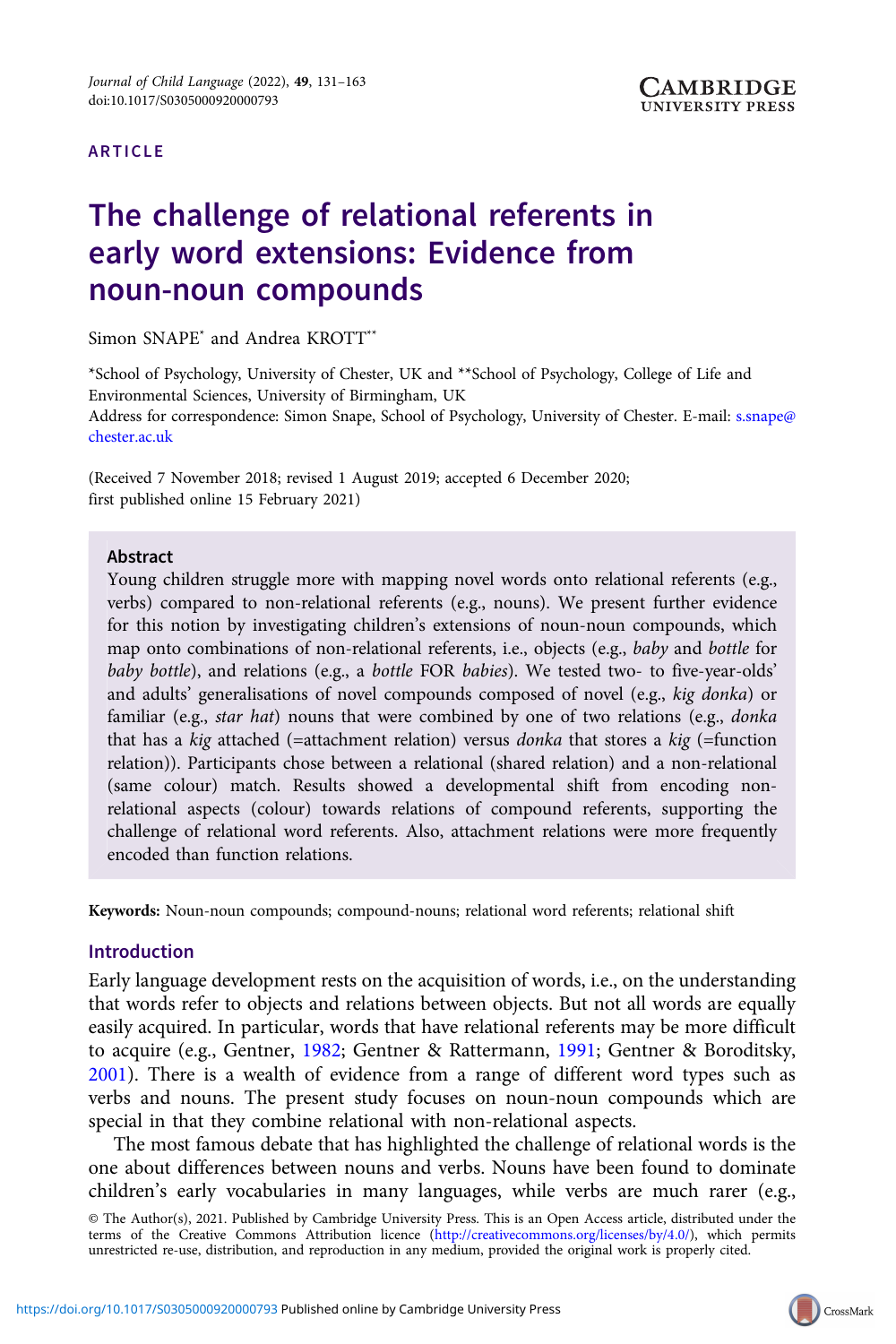ARTICLE

# The challenge of relational referents in early word extensions: Evidence from noun-noun compounds

Simon SNAPE* and Andrea KROTT**

*School of Psychology, University of Chester, UK and **School of Psychology, College of Life and Environmental Sciences, University of Birmingham, UK

Address for correspondence: Simon Snape, School of Psychology, University of Chester. E-mail: s.snape@chester.ac.uk

(Received 7 November 2018; revised 1 August 2019; accepted 6 December 2020; first published online 15 February 2021)

## Abstract

Young children struggle more with mapping novel words onto relational referents (e.g., verbs) compared to non-relational referents (e.g., nouns). We present further evidence for this notion by investigating children's extensions of noun-noun compounds, which map onto combinations of non-relational referents, i.e., objects (e.g., *baby* and *bottle* for *baby bottle*), and relations (e.g., a *bottle* FOR *babies*). We tested two- to five-year-olds' and adults' generalisations of novel compounds composed of novel (e.g., *kig donka*) or familiar (e.g., *star hat*) nouns that were combined by one of two relations (e.g., *donka* that has a *kig* attached (=attachment relation) versus *donka* that stores a *kig* (=function relation)). Participants chose between a relational (shared relation) and a non-relational (same colour) match. Results showed a developmental shift from encoding non-relational aspects (colour) towards relations of compound referents, supporting the challenge of relational word referents. Also, attachment relations were more frequently encoded than function relations.

**Keywords:** Noun-noun compounds; compound-nouns; relational word referents; relational shift

## Introduction

Early language development rests on the acquisition of words, i.e., on the understanding that words refer to objects and relations between objects. But not all words are equally easily acquired. In particular, words that have relational referents may be more difficult to acquire (e.g., Gentner, 1982; Gentner & Rattermann, 1991; Gentner & Boroditsky, 2001). There is a wealth of evidence from a range of different word types such as verbs and nouns. The present study focuses on noun-noun compounds which are special in that they combine relational with non-relational aspects.

The most famous debate that has highlighted the challenge of relational words is the one about differences between nouns and verbs. Nouns have been found to dominate children's early vocabularies in many languages, while verbs are much rarer (e.g.,

© The Author(s), 2021. Published by Cambridge University Press. This is an Open Access article, distributed under the terms of the Creative Commons Attribution licence (http://creativecommons.org/licenses/by/4.0/), which permits unrestricted re-use, distribution, and reproduction in any medium, provided the original work is properly cited.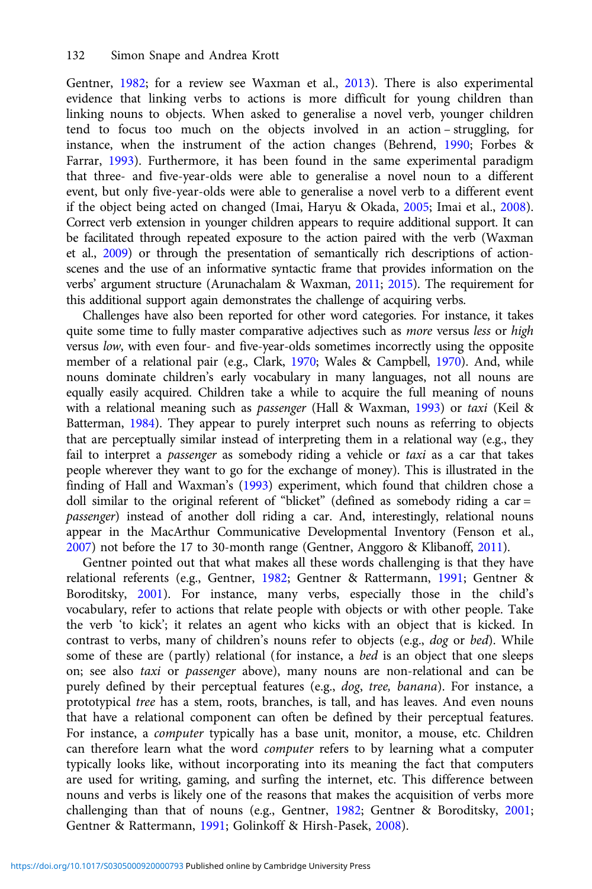Gentner, 1982; for a review see Waxman et al., 2013). There is also experimental evidence that linking verbs to actions is more difficult for young children than linking nouns to objects. When asked to generalise a novel verb, younger children tend to focus too much on the objects involved in an action – struggling, for instance, when the instrument of the action changes (Behrend, 1990; Forbes & Farrar, 1993). Furthermore, it has been found in the same experimental paradigm that three- and five-year-olds were able to generalise a novel noun to a different event, but only five-year-olds were able to generalise a novel verb to a different event if the object being acted on changed (Imai, Haryu & Okada, 2005; Imai et al., 2008). Correct verb extension in younger children appears to require additional support. It can be facilitated through repeated exposure to the action paired with the verb (Waxman et al., 2009) or through the presentation of semantically rich descriptions of action-scenes and the use of an informative syntactic frame that provides information on the verbs' argument structure (Arunachalam & Waxman, 2011; 2015). The requirement for this additional support again demonstrates the challenge of acquiring verbs.

Challenges have also been reported for other word categories. For instance, it takes quite some time to fully master comparative adjectives such as *more* versus *less* or *high* versus *low*, with even four- and five-year-olds sometimes incorrectly using the opposite member of a relational pair (e.g., Clark, 1970; Wales & Campbell, 1970). And, while nouns dominate children's early vocabulary in many languages, not all nouns are equally easily acquired. Children take a while to acquire the full meaning of nouns with a relational meaning such as *passenger* (Hall & Waxman, 1993) or *taxi* (Keil & Batterman, 1984). They appear to purely interpret such nouns as referring to objects that are perceptually similar instead of interpreting them in a relational way (e.g., they fail to interpret a *passenger* as somebody riding a vehicle or *taxi* as a car that takes people wherever they want to go for the exchange of money). This is illustrated in the finding of Hall and Waxman's (1993) experiment, which found that children chose a doll similar to the original referent of "blicket" (defined as somebody riding a car = *passenger*) instead of another doll riding a car. And, interestingly, relational nouns appear in the MacArthur Communicative Developmental Inventory (Fenson et al., 2007) not before the 17 to 30-month range (Gentner, Anggoro & Klibanoff, 2011).

Gentner pointed out that what makes all these words challenging is that they have relational referents (e.g., Gentner, 1982; Gentner & Rattermann, 1991; Gentner & Boroditsky, 2001). For instance, many verbs, especially those in the child's vocabulary, refer to actions that relate people with objects or with other people. Take the verb 'to kick'; it relates an agent who kicks with an object that is kicked. In contrast to verbs, many of children's nouns refer to objects (e.g., *dog* or *bed*). While some of these are (partly) relational (for instance, a *bed* is an object that one sleeps on; see also *taxi* or *passenger* above), many nouns are non-relational and can be purely defined by their perceptual features (e.g., *dog*, *tree, banana*). For instance, a prototypical *tree* has a stem, roots, branches, is tall, and has leaves. And even nouns that have a relational component can often be defined by their perceptual features. For instance, a *computer* typically has a base unit, monitor, a mouse, etc. Children can therefore learn what the word *computer* refers to by learning what a computer typically looks like, without incorporating into its meaning the fact that computers are used for writing, gaming, and surfing the internet, etc. This difference between nouns and verbs is likely one of the reasons that makes the acquisition of verbs more challenging than that of nouns (e.g., Gentner, 1982; Gentner & Boroditsky, 2001; Gentner & Rattermann, 1991; Golinkoff & Hirsh-Pasek, 2008).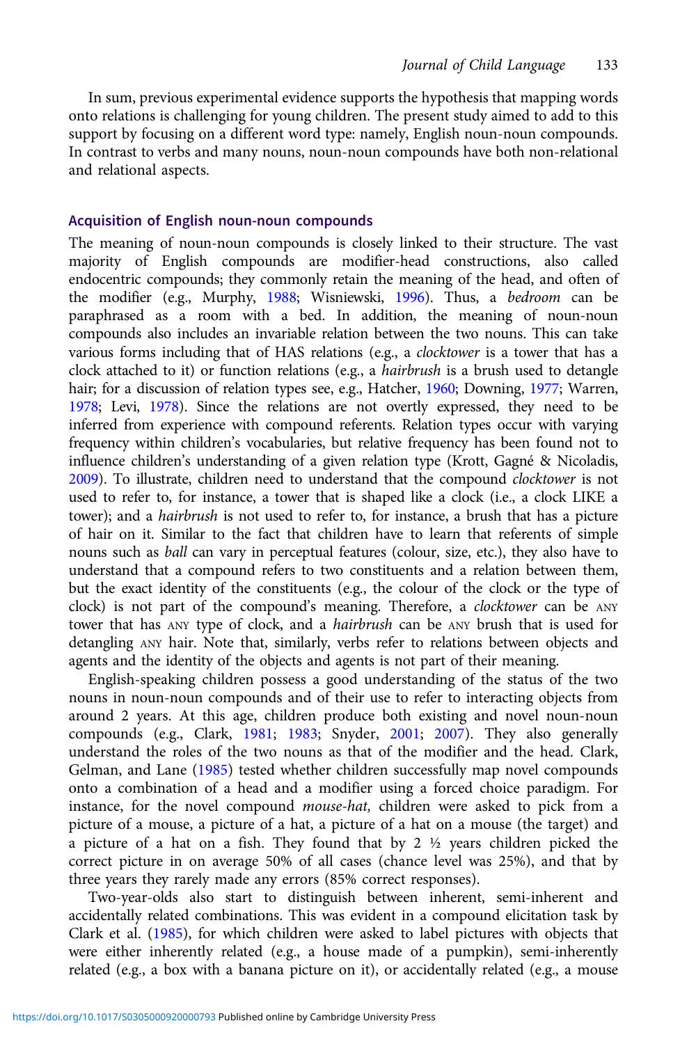In sum, previous experimental evidence supports the hypothesis that mapping words onto relations is challenging for young children. The present study aimed to add to this support by focusing on a different word type: namely, English noun-noun compounds. In contrast to verbs and many nouns, noun-noun compounds have both non-relational and relational aspects.

## Acquisition of English noun-noun compounds

The meaning of noun-noun compounds is closely linked to their structure. The vast majority of English compounds are modifier-head constructions, also called endocentric compounds; they commonly retain the meaning of the head, and often of the modifier (e.g., Murphy, 1988; Wisniewski, 1996). Thus, a *bedroom* can be paraphrased as a room with a bed. In addition, the meaning of noun-noun compounds also includes an invariable relation between the two nouns. This can take various forms including that of HAS relations (e.g., a *clocktower* is a tower that has a clock attached to it) or function relations (e.g., a *hairbrush* is a brush used to detangle hair; for a discussion of relation types see, e.g., Hatcher, 1960; Downing, 1977; Warren, 1978; Levi, 1978). Since the relations are not overtly expressed, they need to be inferred from experience with compound referents. Relation types occur with varying frequency within children's vocabularies, but relative frequency has been found not to influence children's understanding of a given relation type (Krott, Gagné & Nicoladis, 2009). To illustrate, children need to understand that the compound *clocktower* is not used to refer to, for instance, a tower that is shaped like a clock (i.e., a clock LIKE a tower); and a *hairbrush* is not used to refer to, for instance, a brush that has a picture of hair on it. Similar to the fact that children have to learn that referents of simple nouns such as *ball* can vary in perceptual features (colour, size, etc.), they also have to understand that a compound refers to two constituents and a relation between them, but the exact identity of the constituents (e.g., the colour of the clock or the type of clock) is not part of the compound's meaning. Therefore, a *clocktower* can be ANY tower that has ANY type of clock, and a *hairbrush* can be ANY brush that is used for detangling ANY hair. Note that, similarly, verbs refer to relations between objects and agents and the identity of the objects and agents is not part of their meaning.

English-speaking children possess a good understanding of the status of the two nouns in noun-noun compounds and of their use to refer to interacting objects from around 2 years. At this age, children produce both existing and novel noun-noun compounds (e.g., Clark, 1981; 1983; Snyder, 2001; 2007). They also generally understand the roles of the two nouns as that of the modifier and the head. Clark, Gelman, and Lane (1985) tested whether children successfully map novel compounds onto a combination of a head and a modifier using a forced choice paradigm. For instance, for the novel compound *mouse-hat,* children were asked to pick from a picture of a mouse, a picture of a hat, a picture of a hat on a mouse (the target) and a picture of a hat on a fish. They found that by 2 ½ years children picked the correct picture in on average 50% of all cases (chance level was 25%), and that by three years they rarely made any errors (85% correct responses).

Two-year-olds also start to distinguish between inherent, semi-inherent and accidentally related combinations. This was evident in a compound elicitation task by Clark et al. (1985), for which children were asked to label pictures with objects that were either inherently related (e.g., a house made of a pumpkin), semi-inherently related (e.g., a box with a banana picture on it), or accidentally related (e.g., a mouse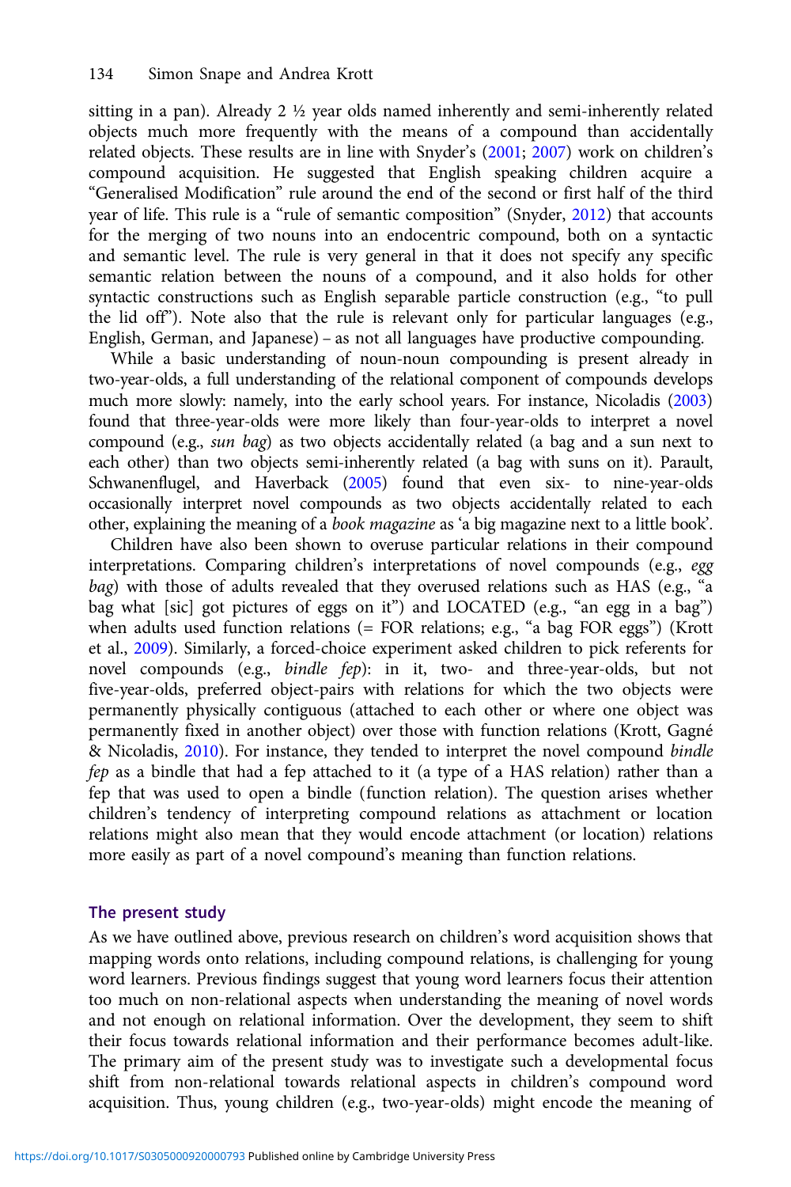sitting in a pan). Already 2 ½ year olds named inherently and semi-inherently related objects much more frequently with the means of a compound than accidentally related objects. These results are in line with Snyder's (2001; 2007) work on children's compound acquisition. He suggested that English speaking children acquire a "Generalised Modification" rule around the end of the second or first half of the third year of life. This rule is a "rule of semantic composition" (Snyder, 2012) that accounts for the merging of two nouns into an endocentric compound, both on a syntactic and semantic level. The rule is very general in that it does not specify any specific semantic relation between the nouns of a compound, and it also holds for other syntactic constructions such as English separable particle construction (e.g., "to pull the lid off"). Note also that the rule is relevant only for particular languages (e.g., English, German, and Japanese) – as not all languages have productive compounding.

While a basic understanding of noun-noun compounding is present already in two-year-olds, a full understanding of the relational component of compounds develops much more slowly: namely, into the early school years. For instance, Nicoladis (2003) found that three-year-olds were more likely than four-year-olds to interpret a novel compound (e.g., *sun bag*) as two objects accidentally related (a bag and a sun next to each other) than two objects semi-inherently related (a bag with suns on it). Parault, Schwanenflugel, and Haverback (2005) found that even six- to nine-year-olds occasionally interpret novel compounds as two objects accidentally related to each other, explaining the meaning of a *book magazine* as 'a big magazine next to a little book'.

Children have also been shown to overuse particular relations in their compound interpretations. Comparing children's interpretations of novel compounds (e.g., *egg bag*) with those of adults revealed that they overused relations such as HAS (e.g., "a bag what [sic] got pictures of eggs on it") and LOCATED (e.g., "an egg in a bag") when adults used function relations (= FOR relations; e.g., "a bag FOR eggs") (Krott et al., 2009). Similarly, a forced-choice experiment asked children to pick referents for novel compounds (e.g., *bindle fep*): in it, two- and three-year-olds, but not five-year-olds, preferred object-pairs with relations for which the two objects were permanently physically contiguous (attached to each other or where one object was permanently fixed in another object) over those with function relations (Krott, Gagné & Nicoladis, 2010). For instance, they tended to interpret the novel compound *bindle fep* as a bindle that had a fep attached to it (a type of a HAS relation) rather than a fep that was used to open a bindle (function relation). The question arises whether children's tendency of interpreting compound relations as attachment or location relations might also mean that they would encode attachment (or location) relations more easily as part of a novel compound's meaning than function relations.

## The present study

As we have outlined above, previous research on children's word acquisition shows that mapping words onto relations, including compound relations, is challenging for young word learners. Previous findings suggest that young word learners focus their attention too much on non-relational aspects when understanding the meaning of novel words and not enough on relational information. Over the development, they seem to shift their focus towards relational information and their performance becomes adult-like. The primary aim of the present study was to investigate such a developmental focus shift from non-relational towards relational aspects in children's compound word acquisition. Thus, young children (e.g., two-year-olds) might encode the meaning of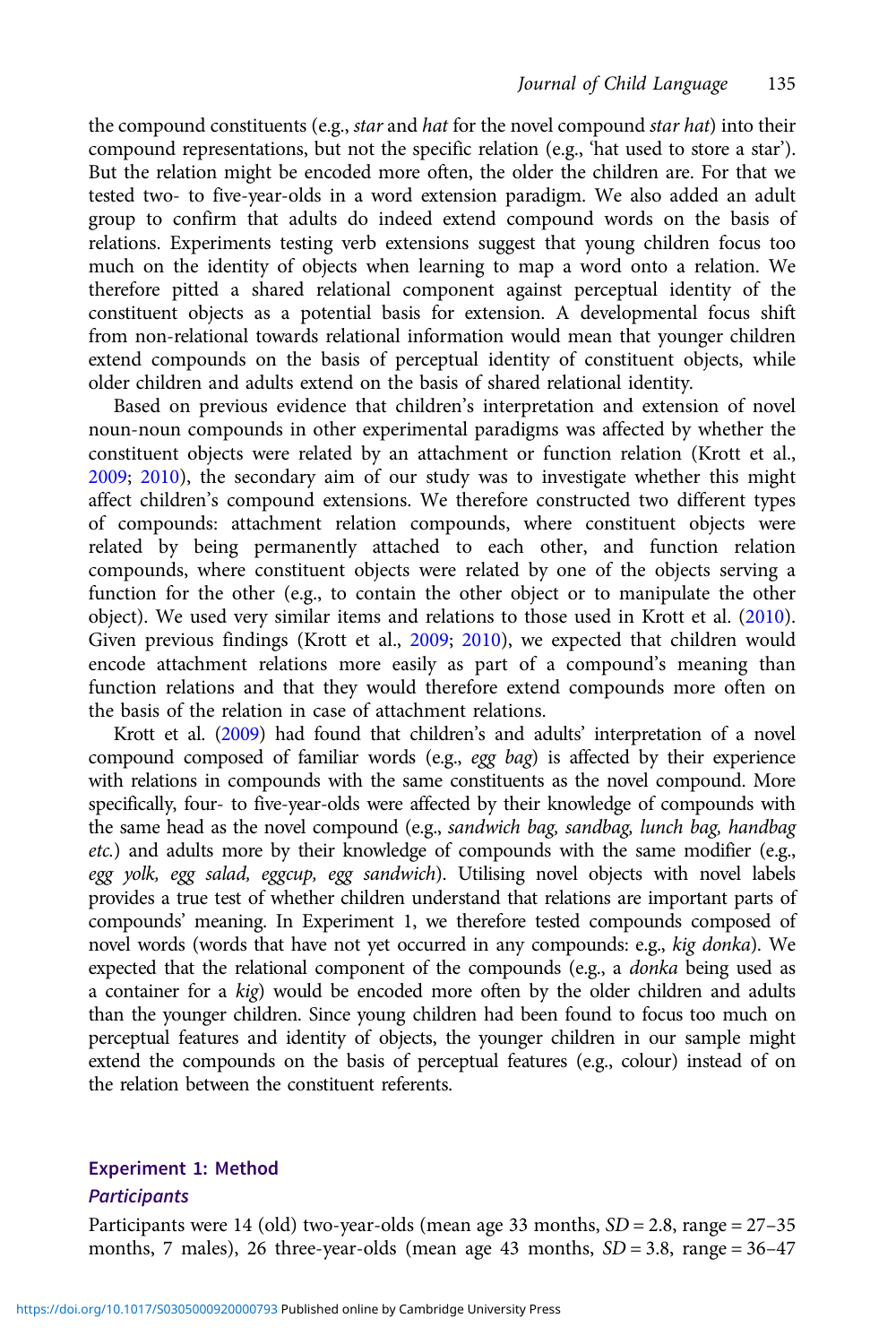the compound constituents (e.g., *star* and *hat* for the novel compound *star hat*) into their compound representations, but not the specific relation (e.g., 'hat used to store a star'). But the relation might be encoded more often, the older the children are. For that we tested two- to five-year-olds in a word extension paradigm. We also added an adult group to confirm that adults do indeed extend compound words on the basis of relations. Experiments testing verb extensions suggest that young children focus too much on the identity of objects when learning to map a word onto a relation. We therefore pitted a shared relational component against perceptual identity of the constituent objects as a potential basis for extension. A developmental focus shift from non-relational towards relational information would mean that younger children extend compounds on the basis of perceptual identity of constituent objects, while older children and adults extend on the basis of shared relational identity.

Based on previous evidence that children's interpretation and extension of novel noun-noun compounds in other experimental paradigms was affected by whether the constituent objects were related by an attachment or function relation (Krott et al., 2009; 2010), the secondary aim of our study was to investigate whether this might affect children's compound extensions. We therefore constructed two different types of compounds: attachment relation compounds, where constituent objects were related by being permanently attached to each other, and function relation compounds, where constituent objects were related by one of the objects serving a function for the other (e.g., to contain the other object or to manipulate the other object). We used very similar items and relations to those used in Krott et al. (2010). Given previous findings (Krott et al., 2009; 2010), we expected that children would encode attachment relations more easily as part of a compound's meaning than function relations and that they would therefore extend compounds more often on the basis of the relation in case of attachment relations.

Krott et al. (2009) had found that children's and adults' interpretation of a novel compound composed of familiar words (e.g., *egg bag*) is affected by their experience with relations in compounds with the same constituents as the novel compound. More specifically, four- to five-year-olds were affected by their knowledge of compounds with the same head as the novel compound (e.g., *sandwich bag, sandbag, lunch bag, handbag etc.*) and adults more by their knowledge of compounds with the same modifier (e.g., *egg yolk, egg salad, eggcup, egg sandwich*). Utilising novel objects with novel labels provides a true test of whether children understand that relations are important parts of compounds' meaning. In Experiment 1, we therefore tested compounds composed of novel words (words that have not yet occurred in any compounds: e.g., *kig donka*). We expected that the relational component of the compounds (e.g., a *donka* being used as a container for a *kig*) would be encoded more often by the older children and adults than the younger children. Since young children had been found to focus too much on perceptual features and identity of objects, the younger children in our sample might extend the compounds on the basis of perceptual features (e.g., colour) instead of on the relation between the constituent referents.

## Experiment 1: Method

### *Participants*

Participants were 14 (old) two-year-olds (mean age 33 months, *SD* = 2.8, range = 27–35 months, 7 males), 26 three-year-olds (mean age 43 months, *SD* = 3.8, range = 36–47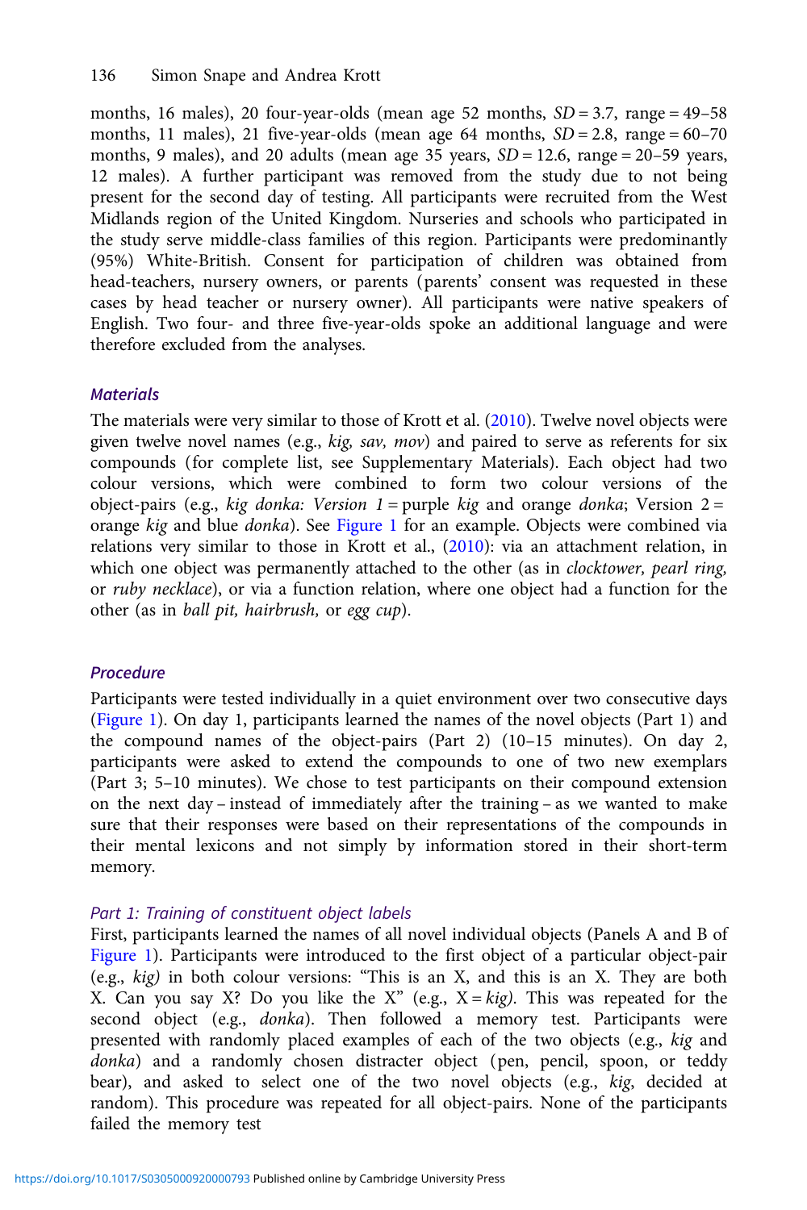months, 16 males), 20 four-year-olds (mean age 52 months, $SD = 3.7$, range = 49–58 months, 11 males), 21 five-year-olds (mean age 64 months, $SD = 2.8$, range = 60–70 months, 9 males), and 20 adults (mean age 35 years, $SD = 12.6$, range = 20–59 years, 12 males). A further participant was removed from the study due to not being present for the second day of testing. All participants were recruited from the West Midlands region of the United Kingdom. Nurseries and schools who participated in the study serve middle-class families of this region. Participants were predominantly (95%) White-British. Consent for participation of children was obtained from head-teachers, nursery owners, or parents (parents' consent was requested in these cases by head teacher or nursery owner). All participants were native speakers of English. Two four- and three five-year-olds spoke an additional language and were therefore excluded from the analyses.

### Materials

The materials were very similar to those of Krott et al. (2010). Twelve novel objects were given twelve novel names (e.g., *kig, sav, mov*) and paired to serve as referents for six compounds (for complete list, see Supplementary Materials). Each object had two colour versions, which were combined to form two colour versions of the object-pairs (e.g., *kig donka: Version 1* = purple *kig* and orange *donka*; Version 2 = orange *kig* and blue *donka*). See Figure 1 for an example. Objects were combined via relations very similar to those in Krott et al., (2010): via an attachment relation, in which one object was permanently attached to the other (as in *clocktower, pearl ring,* or *ruby necklace*), or via a function relation, where one object had a function for the other (as in *ball pit, hairbrush,* or *egg cup*).

### Procedure

Participants were tested individually in a quiet environment over two consecutive days (Figure 1). On day 1, participants learned the names of the novel objects (Part 1) and the compound names of the object-pairs (Part 2) (10–15 minutes). On day 2, participants were asked to extend the compounds to one of two new exemplars (Part 3; 5–10 minutes). We chose to test participants on their compound extension on the next day – instead of immediately after the training – as we wanted to make sure that their responses were based on their representations of the compounds in their mental lexicons and not simply by information stored in their short-term memory.

#### *Part 1: Training of constituent object labels*

First, participants learned the names of all novel individual objects (Panels A and B of Figure 1). Participants were introduced to the first object of a particular object-pair (e.g., *kig)* in both colour versions: "This is an X, and this is an X. They are both X. Can you say X? Do you like the X" (e.g., X = *kig).* This was repeated for the second object (e.g., *donka*). Then followed a memory test. Participants were presented with randomly placed examples of each of the two objects (e.g., *kig* and *donka*) and a randomly chosen distracter object (pen, pencil, spoon, or teddy bear), and asked to select one of the two novel objects (e.g., *kig*, decided at random). This procedure was repeated for all object-pairs. None of the participants failed the memory test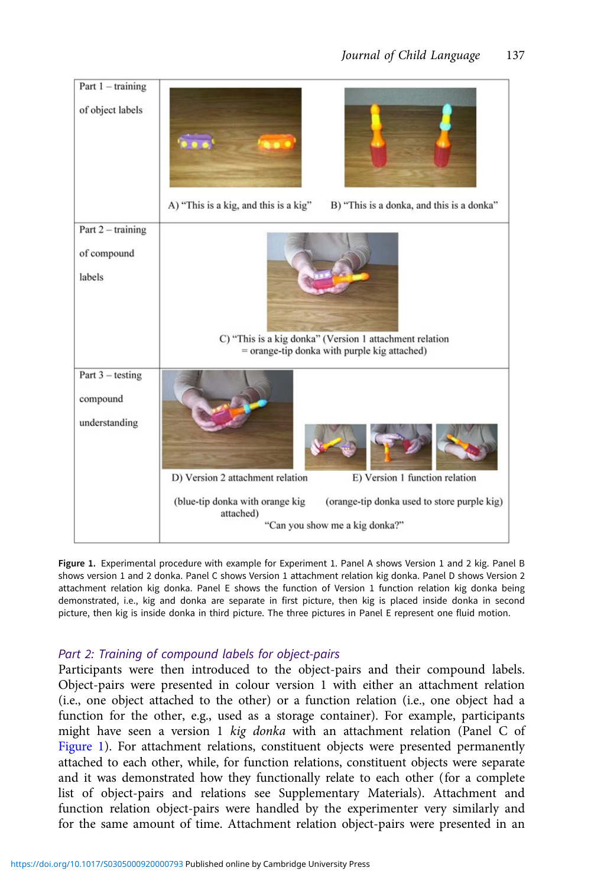| | |
|---|---|
| Part 1 – training of object labels | A) "This is a kig, and this is a kig" B) "This is a donka, and this is a donka" |
| Part 2 – training of compound labels | C) "This is a kig donka" (Version 1 attachment relation = orange-tip donka with purple kig attached) |
| Part 3 – testing compound understanding | D) Version 2 attachment relation (blue-tip donka with orange kig attached) E) Version 1 function relation (orange-tip donka used to store purple kig) "Can you show me a kig donka?" |

**Figure 1.** Experimental procedure with example for Experiment 1. Panel A shows Version 1 and 2 kig. Panel B shows version 1 and 2 donka. Panel C shows Version 1 attachment relation kig donka. Panel D shows Version 2 attachment relation kig donka. Panel E shows the function of Version 1 function relation kig donka being demonstrated, i.e., kig and donka are separate in first picture, then kig is placed inside donka in second picture, then kig is inside donka in third picture. The three pictures in Panel E represent one fluid motion.

### *Part 2: Training of compound labels for object-pairs*

Participants were then introduced to the object-pairs and their compound labels. Object-pairs were presented in colour version 1 with either an attachment relation (i.e., one object attached to the other) or a function relation (i.e., one object had a function for the other, e.g., used as a storage container). For example, participants might have seen a version 1 *kig donka* with an attachment relation (Panel C of Figure 1). For attachment relations, constituent objects were presented permanently attached to each other, while, for function relations, constituent objects were separate and it was demonstrated how they functionally relate to each other (for a complete list of object-pairs and relations see Supplementary Materials). Attachment and function relation object-pairs were handled by the experimenter very similarly and for the same amount of time. Attachment relation object-pairs were presented in an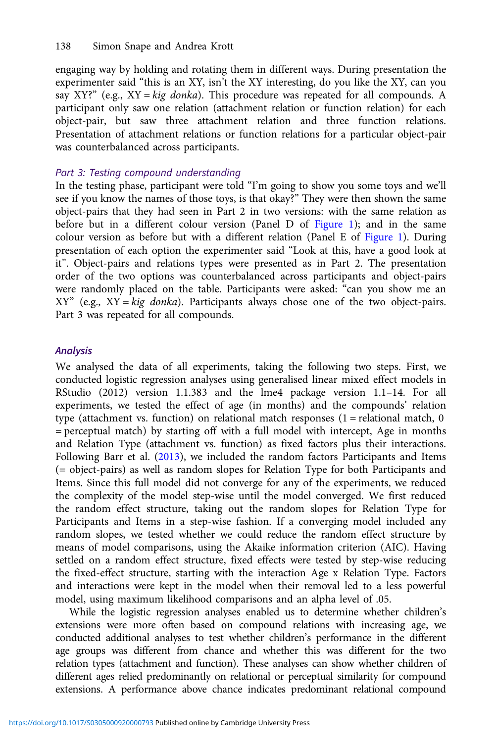engaging way by holding and rotating them in different ways. During presentation the experimenter said "this is an XY, isn't the XY interesting, do you like the XY, can you say XY?" (e.g., XY = *kig donka*). This procedure was repeated for all compounds. A participant only saw one relation (attachment relation or function relation) for each object-pair, but saw three attachment relation and three function relations. Presentation of attachment relations or function relations for a particular object-pair was counterbalanced across participants.

#### *Part 3: Testing compound understanding*

In the testing phase, participant were told "I'm going to show you some toys and we'll see if you know the names of those toys, is that okay?" They were then shown the same object-pairs that they had seen in Part 2 in two versions: with the same relation as before but in a different colour version (Panel D of Figure 1); and in the same colour version as before but with a different relation (Panel E of Figure 1). During presentation of each option the experimenter said "Look at this, have a good look at it". Object-pairs and relations types were presented as in Part 2. The presentation order of the two options was counterbalanced across participants and object-pairs were randomly placed on the table. Participants were asked: "can you show me an XY" (e.g., XY = *kig donka*). Participants always chose one of the two object-pairs. Part 3 was repeated for all compounds.

### *Analysis*

We analysed the data of all experiments, taking the following two steps. First, we conducted logistic regression analyses using generalised linear mixed effect models in RStudio (2012) version 1.1.383 and the lme4 package version 1.1–14. For all experiments, we tested the effect of age (in months) and the compounds' relation type (attachment vs. function) on relational match responses (1 = relational match, 0 = perceptual match) by starting off with a full model with intercept, Age in months and Relation Type (attachment vs. function) as fixed factors plus their interactions. Following Barr et al. (2013), we included the random factors Participants and Items (= object-pairs) as well as random slopes for Relation Type for both Participants and Items. Since this full model did not converge for any of the experiments, we reduced the complexity of the model step-wise until the model converged. We first reduced the random effect structure, taking out the random slopes for Relation Type for Participants and Items in a step-wise fashion. If a converging model included any random slopes, we tested whether we could reduce the random effect structure by means of model comparisons, using the Akaike information criterion (AIC). Having settled on a random effect structure, fixed effects were tested by step-wise reducing the fixed-effect structure, starting with the interaction Age x Relation Type. Factors and interactions were kept in the model when their removal led to a less powerful model, using maximum likelihood comparisons and an alpha level of .05.

While the logistic regression analyses enabled us to determine whether children's extensions were more often based on compound relations with increasing age, we conducted additional analyses to test whether children's performance in the different age groups was different from chance and whether this was different for the two relation types (attachment and function). These analyses can show whether children of different ages relied predominantly on relational or perceptual similarity for compound extensions. A performance above chance indicates predominant relational compound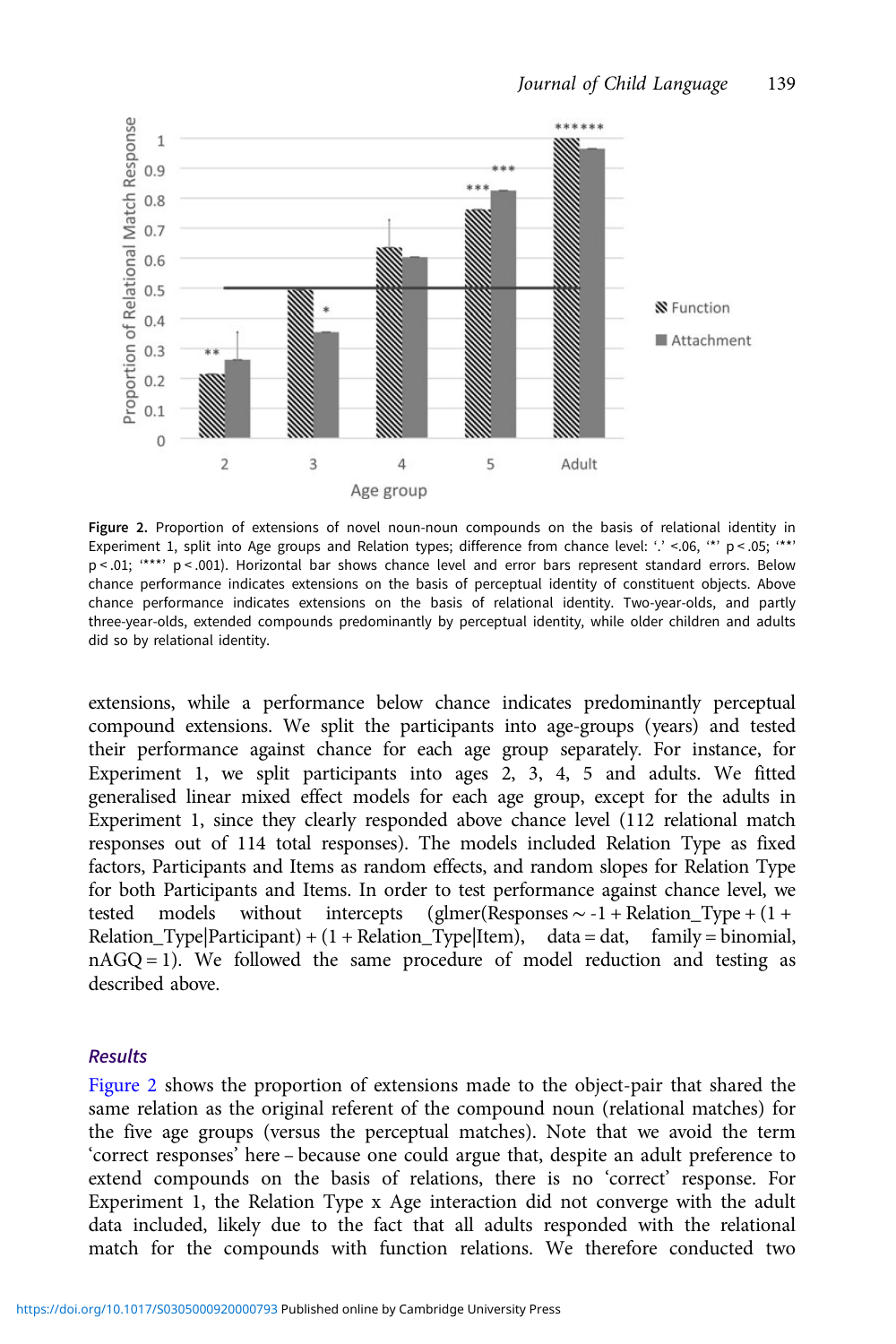Proportion of Relational Match Response

1
0.9
0.8
0.7
0.6
0.5
0.4
0.3
0.2
0.1
0

**
*
***
***
******

2
3
4
5
Adult

Age group

Function
Attachment

**Figure 2.** Proportion of extensions of novel noun-noun compounds on the basis of relational identity in Experiment 1, split into Age groups and Relation types; difference from chance level: '.' <.06, '*' p < .05; '**' p < .01; '***' p < .001). Horizontal bar shows chance level and error bars represent standard errors. Below chance performance indicates extensions on the basis of perceptual identity of constituent objects. Above chance performance indicates extensions on the basis of relational identity. Two-year-olds, and partly three-year-olds, extended compounds predominantly by perceptual identity, while older children and adults did so by relational identity.

extensions, while a performance below chance indicates predominantly perceptual compound extensions. We split the participants into age-groups (years) and tested their performance against chance for each age group separately. For instance, for Experiment 1, we split participants into ages 2, 3, 4, 5 and adults. We fitted generalised linear mixed effect models for each age group, except for the adults in Experiment 1, since they clearly responded above chance level (112 relational match responses out of 114 total responses). The models included Relation Type as fixed factors, Participants and Items as random effects, and random slopes for Relation Type for both Participants and Items. In order to test performance against chance level, we tested models without intercepts (glmer(Responses ~ -1 + Relation_Type + (1 + Relation_Type|Participant) + (1 + Relation_Type|Item), data = dat, family = binomial, nAGQ = 1). We followed the same procedure of model reduction and testing as described above.

## Results

Figure 2 shows the proportion of extensions made to the object-pair that shared the same relation as the original referent of the compound noun (relational matches) for the five age groups (versus the perceptual matches). Note that we avoid the term 'correct responses' here – because one could argue that, despite an adult preference to extend compounds on the basis of relations, there is no 'correct' response. For Experiment 1, the Relation Type x Age interaction did not converge with the adult data included, likely due to the fact that all adults responded with the relational match for the compounds with function relations. We therefore conducted two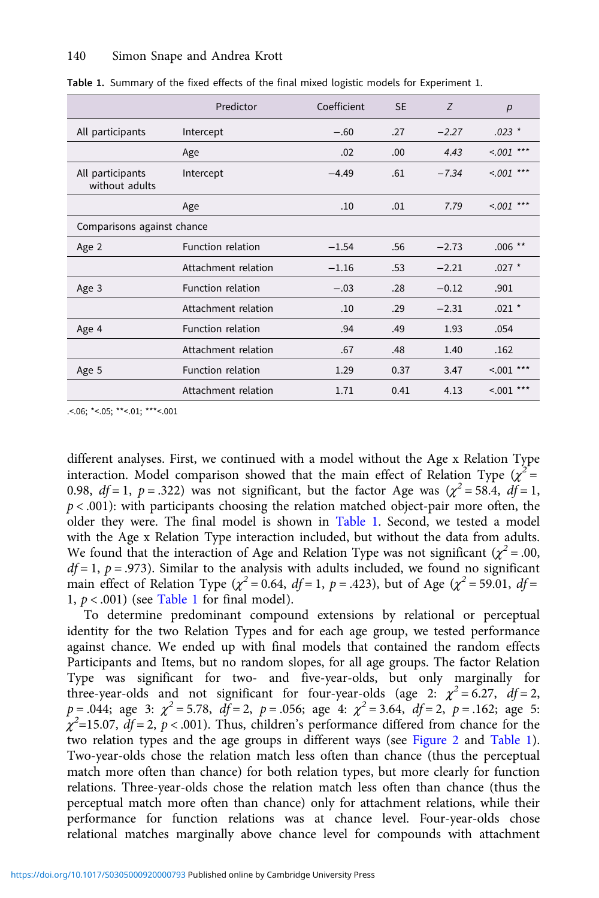**Table 1.** Summary of the fixed effects of the final mixed logistic models for Experiment 1.

| | Predictor | Coefficient | SE | Z | p |
|---|---|---|---|---|---|
| All participants | Intercept | −.60 | .27 | *−2.27* | *.023* * |
| | Age | .02 | .00 | *4.43* | *<.001* *** |
| All participants without adults | Intercept | −4.49 | .61 | *−7.34* | *<.001* *** |
| | Age | .10 | .01 | *7.79* | *<.001* *** |
| Comparisons against chance | | | | | |
| Age 2 | Function relation | −1.54 | .56 | −2.73 | .006 ** |
| | Attachment relation | −1.16 | .53 | −2.21 | .027 * |
| Age 3 | Function relation | −.03 | .28 | −0.12 | .901 |
| | Attachment relation | .10 | .29 | −2.31 | .021 * |
| Age 4 | Function relation | .94 | .49 | 1.93 | .054 |
| | Attachment relation | .67 | .48 | 1.40 | .162 |
| Age 5 | Function relation | 1.29 | 0.37 | 3.47 | <.001 *** |
| | Attachment relation | 1.71 | 0.41 | 4.13 | <.001 *** |

.<.06; *<.05; **<.01; ***<.001

different analyses. First, we continued with a model without the Age x Relation Type interaction. Model comparison showed that the main effect of Relation Type ($\chi^2$ = 0.98, $df$ = 1, $p$ = .322) was not significant, but the factor Age was ($\chi^2$ = 58.4, $df$ = 1, $p$ < .001): with participants choosing the relation matched object-pair more often, the older they were. The final model is shown in Table 1. Second, we tested a model with the Age x Relation Type interaction included, but without the data from adults. We found that the interaction of Age and Relation Type was not significant ($\chi^2$ = .00, $df$ = 1, $p$ = .973). Similar to the analysis with adults included, we found no significant main effect of Relation Type ($\chi^2$ = 0.64, $df$ = 1, $p$ = .423), but of Age ($\chi^2$ = 59.01, $df$ = 1, $p$ < .001) (see Table 1 for final model).

To determine predominant compound extensions by relational or perceptual identity for the two Relation Types and for each age group, we tested performance against chance. We ended up with final models that contained the random effects Participants and Items, but no random slopes, for all age groups. The factor Relation Type was significant for two- and five-year-olds, but only marginally for three-year-olds and not significant for four-year-olds (age 2: $\chi^2$ = 6.27, $df$ = 2, $p$ = .044; age 3: $\chi^2$ = 5.78, $df$ = 2, $p$ = .056; age 4: $\chi^2$ = 3.64, $df$ = 2, $p$ = .162; age 5: $\chi^2$=15.07, $df$ = 2, $p$ < .001). Thus, children's performance differed from chance for the two relation types and the age groups in different ways (see Figure 2 and Table 1). Two-year-olds chose the relation match less often than chance (thus the perceptual match more often than chance) for both relation types, but more clearly for function relations. Three-year-olds chose the relation match less often than chance (thus the perceptual match more often than chance) only for attachment relations, while their performance for function relations was at chance level. Four-year-olds chose relational matches marginally above chance level for compounds with attachment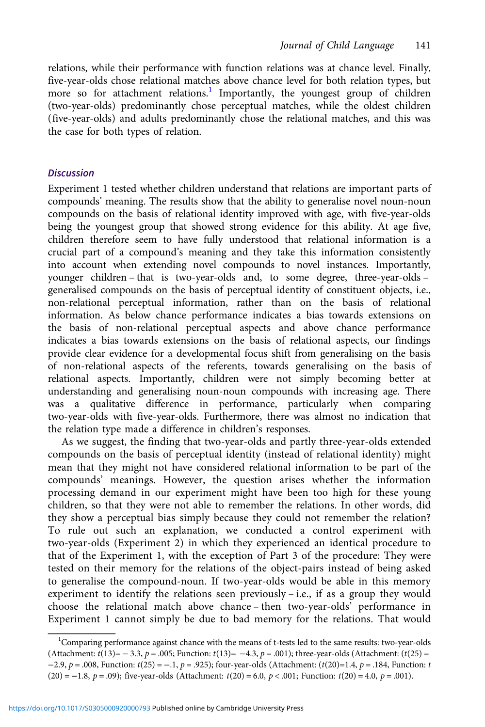relations, while their performance with function relations was at chance level. Finally, five-year-olds chose relational matches above chance level for both relation types, but more so for attachment relations.[1] Importantly, the youngest group of children (two-year-olds) predominantly chose perceptual matches, while the oldest children (five-year-olds) and adults predominantly chose the relational matches, and this was the case for both types of relation.

### Discussion

Experiment 1 tested whether children understand that relations are important parts of compounds' meaning. The results show that the ability to generalise novel noun-noun compounds on the basis of relational identity improved with age, with five-year-olds being the youngest group that showed strong evidence for this ability. At age five, children therefore seem to have fully understood that relational information is a crucial part of a compound's meaning and they take this information consistently into account when extending novel compounds to novel instances. Importantly, younger children – that is two-year-olds and, to some degree, three-year-olds – generalised compounds on the basis of perceptual identity of constituent objects, i.e., non-relational perceptual information, rather than on the basis of relational information. As below chance performance indicates a bias towards extensions on the basis of non-relational perceptual aspects and above chance performance indicates a bias towards extensions on the basis of relational aspects, our findings provide clear evidence for a developmental focus shift from generalising on the basis of non-relational aspects of the referents, towards generalising on the basis of relational aspects. Importantly, children were not simply becoming better at understanding and generalising noun-noun compounds with increasing age. There was a qualitative difference in performance, particularly when comparing two-year-olds with five-year-olds. Furthermore, there was almost no indication that the relation type made a difference in children's responses.

As we suggest, the finding that two-year-olds and partly three-year-olds extended compounds on the basis of perceptual identity (instead of relational identity) might mean that they might not have considered relational information to be part of the compounds' meanings. However, the question arises whether the information processing demand in our experiment might have been too high for these young children, so that they were not able to remember the relations. In other words, did they show a perceptual bias simply because they could not remember the relation? To rule out such an explanation, we conducted a control experiment with two-year-olds (Experiment 2) in which they experienced an identical procedure to that of the Experiment 1, with the exception of Part 3 of the procedure: They were tested on their memory for the relations of the object-pairs instead of being asked to generalise the compound-noun. If two-year-olds would be able in this memory experiment to identify the relations seen previously – i.e., if as a group they would choose the relational match above chance – then two-year-olds' performance in Experiment 1 cannot simply be due to bad memory for the relations. That would

[1] Comparing performance against chance with the means of t-tests led to the same results: two-year-olds (Attachment: $t(13) = -3.3$, $p = .005$; Function: $t(13) = -4.3$, $p = .001$); three-year-olds (Attachment: ($t(25) = -2.9$, $p = .008$, Function: $t(25) = -.1$, $p = .925$); four-year-olds (Attachment: ($t(20) = 1.4$, $p = .184$, Function: $t(20) = -1.8$, $p = .09$); five-year-olds (Attachment: $t(20) = 6.0$, $p < .001$; Function: $t(20) = 4.0$, $p = .001$).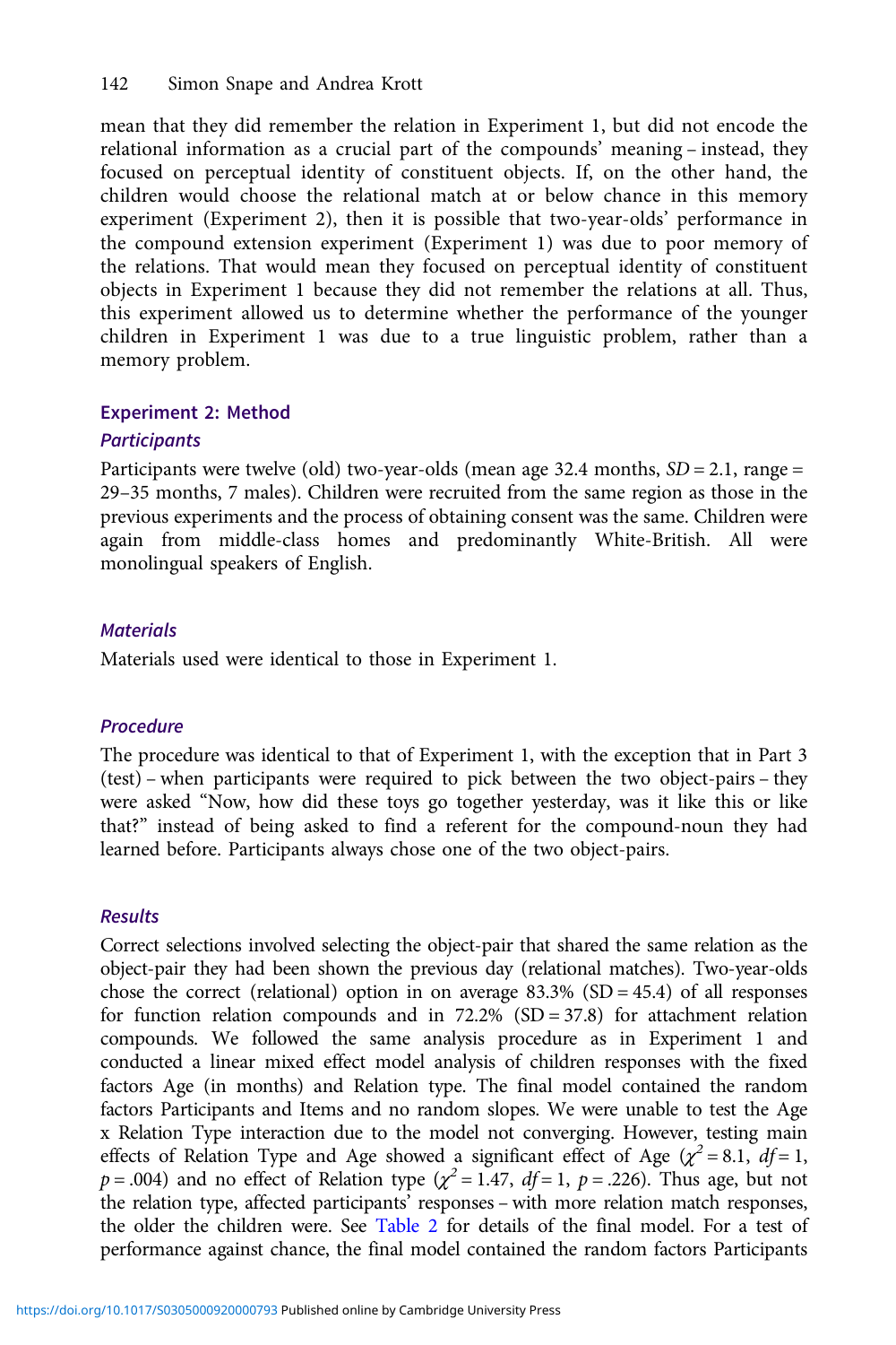mean that they did remember the relation in Experiment 1, but did not encode the relational information as a crucial part of the compounds' meaning – instead, they focused on perceptual identity of constituent objects. If, on the other hand, the children would choose the relational match at or below chance in this memory experiment (Experiment 2), then it is possible that two-year-olds' performance in the compound extension experiment (Experiment 1) was due to poor memory of the relations. That would mean they focused on perceptual identity of constituent objects in Experiment 1 because they did not remember the relations at all. Thus, this experiment allowed us to determine whether the performance of the younger children in Experiment 1 was due to a true linguistic problem, rather than a memory problem.

## Experiment 2: Method

### *Participants*

Participants were twelve (old) two-year-olds (mean age 32.4 months, *SD* = 2.1, range = 29–35 months, 7 males). Children were recruited from the same region as those in the previous experiments and the process of obtaining consent was the same. Children were again from middle-class homes and predominantly White-British. All were monolingual speakers of English.

### *Materials*

Materials used were identical to those in Experiment 1.

### *Procedure*

The procedure was identical to that of Experiment 1, with the exception that in Part 3 (test) – when participants were required to pick between the two object-pairs – they were asked "Now, how did these toys go together yesterday, was it like this or like that?" instead of being asked to find a referent for the compound-noun they had learned before. Participants always chose one of the two object-pairs.

### *Results*

Correct selections involved selecting the object-pair that shared the same relation as the object-pair they had been shown the previous day (relational matches). Two-year-olds chose the correct (relational) option in on average 83.3% (SD = 45.4) of all responses for function relation compounds and in 72.2% (SD = 37.8) for attachment relation compounds. We followed the same analysis procedure as in Experiment 1 and conducted a linear mixed effect model analysis of children responses with the fixed factors Age (in months) and Relation type. The final model contained the random factors Participants and Items and no random slopes. We were unable to test the Age x Relation Type interaction due to the model not converging. However, testing main effects of Relation Type and Age showed a significant effect of Age ($\chi^2 = 8.1$, $df = 1$, $p = .004$) and no effect of Relation type ($\chi^2 = 1.47$, $df = 1$, $p = .226$). Thus age, but not the relation type, affected participants' responses – with more relation match responses, the older the children were. See Table 2 for details of the final model. For a test of performance against chance, the final model contained the random factors Participants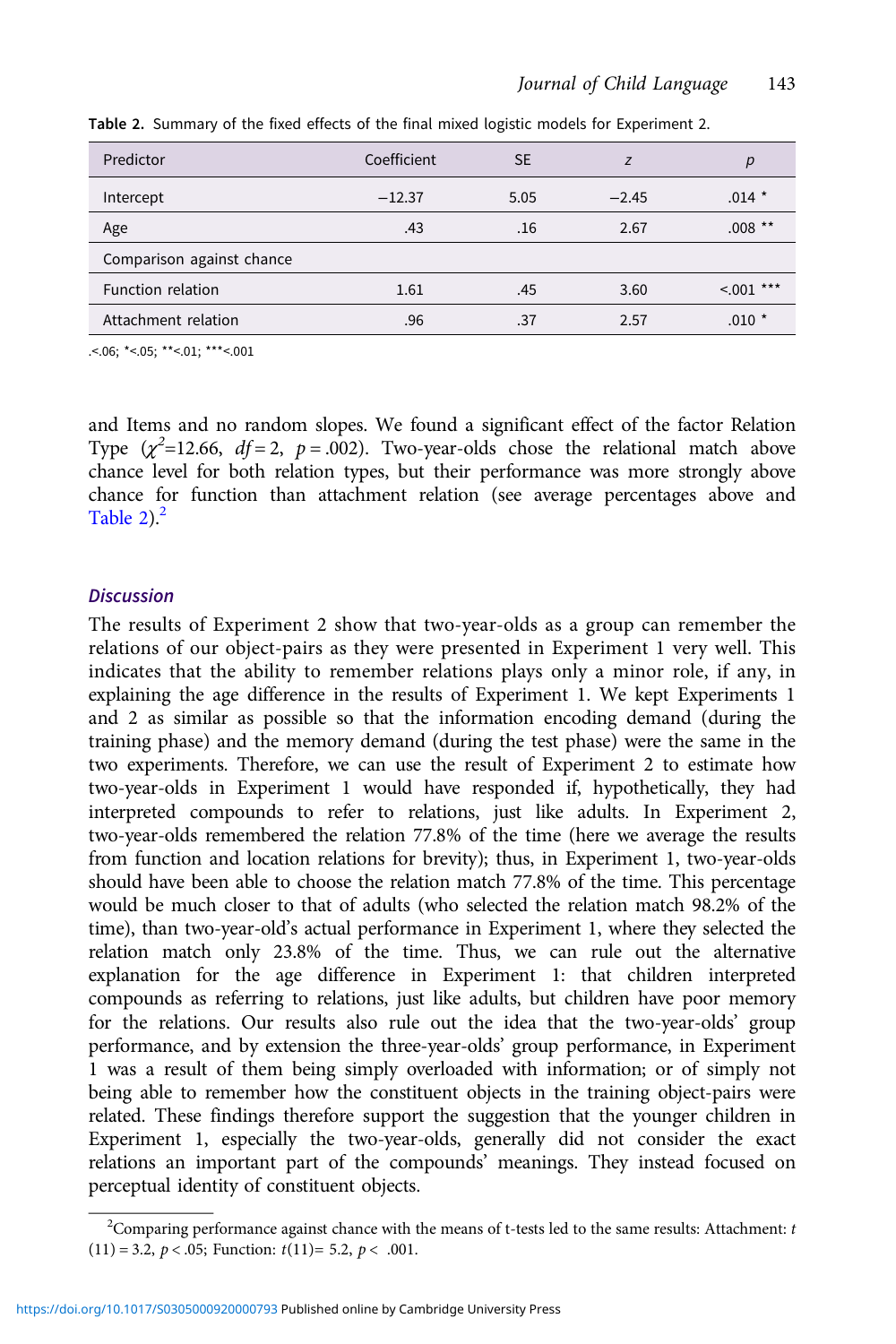**Table 2.** Summary of the fixed effects of the final mixed logistic models for Experiment 2.

| Predictor | Coefficient | SE | z | p |
|---|---|---|---|---|
| Intercept | −12.37 | 5.05 | −2.45 | .014 * |
| Age | .43 | .16 | 2.67 | .008 ** |
| Comparison against chance | | | | |
| Function relation | 1.61 | .45 | 3.60 | <.001 *** |
| Attachment relation | .96 | .37 | 2.57 | .010 * |

.<.06; *<.05; **<.01; ***<.001

and Items and no random slopes. We found a significant effect of the factor Relation Type ($\chi^2$=12.66, $df$ = 2, $p$ = .002). Two-year-olds chose the relational match above chance level for both relation types, but their performance was more strongly above chance for function than attachment relation (see average percentages above and Table 2).[2]

### *Discussion*

The results of Experiment 2 show that two-year-olds as a group can remember the relations of our object-pairs as they were presented in Experiment 1 very well. This indicates that the ability to remember relations plays only a minor role, if any, in explaining the age difference in the results of Experiment 1. We kept Experiments 1 and 2 as similar as possible so that the information encoding demand (during the training phase) and the memory demand (during the test phase) were the same in the two experiments. Therefore, we can use the result of Experiment 2 to estimate how two-year-olds in Experiment 1 would have responded if, hypothetically, they had interpreted compounds to refer to relations, just like adults. In Experiment 2, two-year-olds remembered the relation 77.8% of the time (here we average the results from function and location relations for brevity); thus, in Experiment 1, two-year-olds should have been able to choose the relation match 77.8% of the time. This percentage would be much closer to that of adults (who selected the relation match 98.2% of the time), than two-year-old's actual performance in Experiment 1, where they selected the relation match only 23.8% of the time. Thus, we can rule out the alternative explanation for the age difference in Experiment 1: that children interpreted compounds as referring to relations, just like adults, but children have poor memory for the relations. Our results also rule out the idea that the two-year-olds' group performance, and by extension the three-year-olds' group performance, in Experiment 1 was a result of them being simply overloaded with information; or of simply not being able to remember how the constituent objects in the training object-pairs were related. These findings therefore support the suggestion that the younger children in Experiment 1, especially the two-year-olds, generally did not consider the exact relations an important part of the compounds' meanings. They instead focused on perceptual identity of constituent objects.

[2]Comparing performance against chance with the means of t-tests led to the same results: Attachment: $t(11) = 3.2$, $p < .05$; Function: $t(11) = 5.2$, $p < .001$.

https://doi.org/10.1017/S0305000920000793 Published online by Cambridge University Press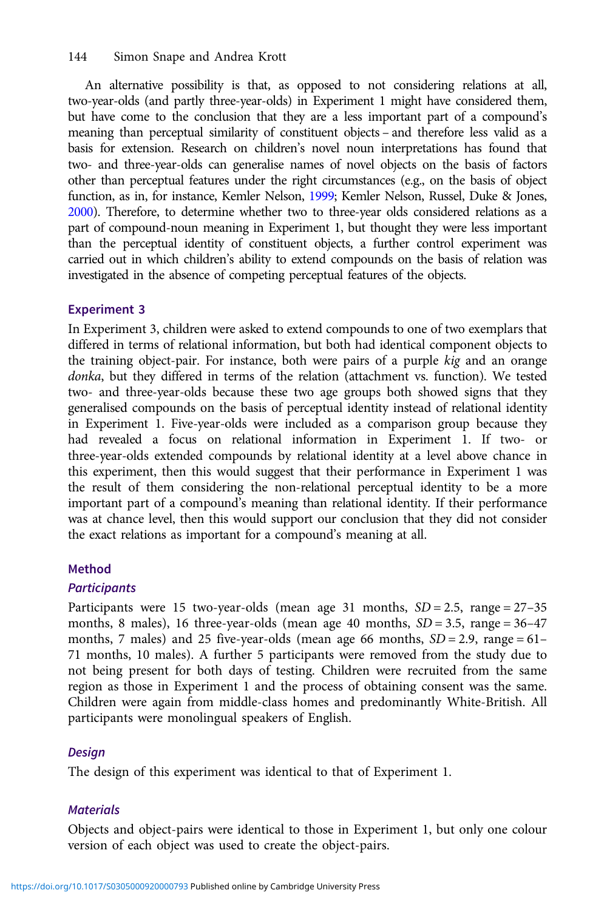An alternative possibility is that, as opposed to not considering relations at all, two-year-olds (and partly three-year-olds) in Experiment 1 might have considered them, but have come to the conclusion that they are a less important part of a compound's meaning than perceptual similarity of constituent objects – and therefore less valid as a basis for extension. Research on children's novel noun interpretations has found that two- and three-year-olds can generalise names of novel objects on the basis of factors other than perceptual features under the right circumstances (e.g., on the basis of object function, as in, for instance, Kemler Nelson, 1999; Kemler Nelson, Russel, Duke & Jones, 2000). Therefore, to determine whether two to three-year olds considered relations as a part of compound-noun meaning in Experiment 1, but thought they were less important than the perceptual identity of constituent objects, a further control experiment was carried out in which children's ability to extend compounds on the basis of relation was investigated in the absence of competing perceptual features of the objects.

## Experiment 3

In Experiment 3, children were asked to extend compounds to one of two exemplars that differed in terms of relational information, but both had identical component objects to the training object-pair. For instance, both were pairs of a purple *kig* and an orange *donka*, but they differed in terms of the relation (attachment vs. function). We tested two- and three-year-olds because these two age groups both showed signs that they generalised compounds on the basis of perceptual identity instead of relational identity in Experiment 1. Five-year-olds were included as a comparison group because they had revealed a focus on relational information in Experiment 1. If two- or three-year-olds extended compounds by relational identity at a level above chance in this experiment, then this would suggest that their performance in Experiment 1 was the result of them considering the non-relational perceptual identity to be a more important part of a compound's meaning than relational identity. If their performance was at chance level, then this would support our conclusion that they did not consider the exact relations as important for a compound's meaning at all.

### Method

#### *Participants*

Participants were 15 two-year-olds (mean age 31 months, $SD = 2.5$, range = 27–35 months, 8 males), 16 three-year-olds (mean age 40 months, $SD = 3.5$, range = 36–47 months, 7 males) and 25 five-year-olds (mean age 66 months, $SD = 2.9$, range = 61–71 months, 10 males). A further 5 participants were removed from the study due to not being present for both days of testing. Children were recruited from the same region as those in Experiment 1 and the process of obtaining consent was the same. Children were again from middle-class homes and predominantly White-British. All participants were monolingual speakers of English.

#### *Design*

The design of this experiment was identical to that of Experiment 1.

#### *Materials*

Objects and object-pairs were identical to those in Experiment 1, but only one colour version of each object was used to create the object-pairs.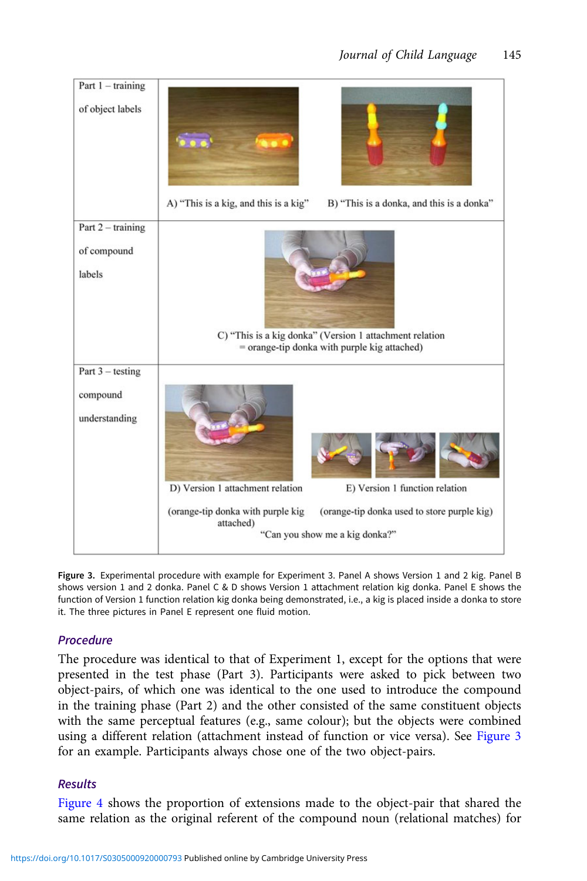| Part 1 – training of object labels | A) "This is a kig, and this is a kig" | B) "This is a donka, and this is a donka" |
|---|---|---|
| Part 2 – training of compound labels | C) "This is a kig donka" (Version 1 attachment relation = orange-tip donka with purple kig attached) | |
| Part 3 – testing compound understanding | D) Version 1 attachment relation (orange-tip donka with purple kig attached) | E) Version 1 function relation (orange-tip donka used to store purple kig) |
| | "Can you show me a kig donka?" | |

**Figure 3.** Experimental procedure with example for Experiment 3. Panel A shows Version 1 and 2 kig. Panel B shows version 1 and 2 donka. Panel C & D shows Version 1 attachment relation kig donka. Panel E shows the function of Version 1 function relation kig donka being demonstrated, i.e., a kig is placed inside a donka to store it. The three pictures in Panel E represent one fluid motion.

### Procedure

The procedure was identical to that of Experiment 1, except for the options that were presented in the test phase (Part 3). Participants were asked to pick between two object-pairs, of which one was identical to the one used to introduce the compound in the training phase (Part 2) and the other consisted of the same constituent objects with the same perceptual features (e.g., same colour); but the objects were combined using a different relation (attachment instead of function or vice versa). See Figure 3 for an example. Participants always chose one of the two object-pairs.

### Results

Figure 4 shows the proportion of extensions made to the object-pair that shared the same relation as the original referent of the compound noun (relational matches) for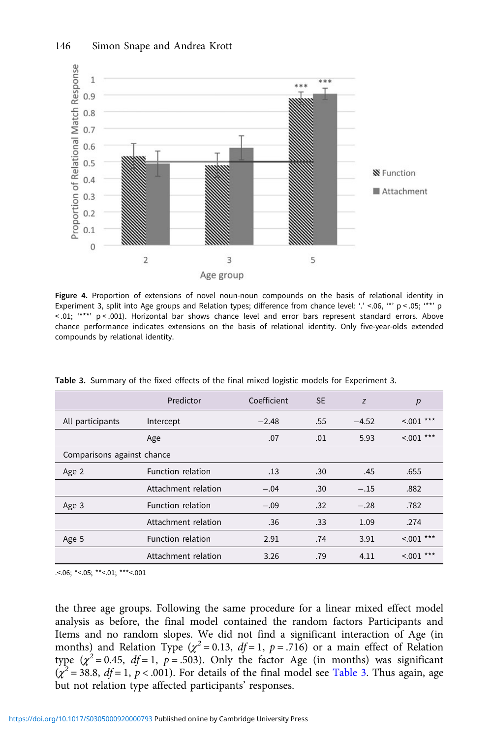Proportion of Relational Match Response

1
0.9
0.8
0.7
0.6
0.5
0.4
0.3
0.2
0.1
0

***
***

2
3
5

Age group

Function
Attachment

**Figure 4.** Proportion of extensions of novel noun-noun compounds on the basis of relational identity in Experiment 3, split into Age groups and Relation types; difference from chance level: '.' <.06, '*' p < .05; '**' p < .01; '***' p < .001). Horizontal bar shows chance level and error bars represent standard errors. Above chance performance indicates extensions on the basis of relational identity. Only five-year-olds extended compounds by relational identity.

**Table 3.** Summary of the fixed effects of the final mixed logistic models for Experiment 3.

| | Predictor | Coefficient | SE | *z* | *p* |
|---|---|---|---|---|---|
| All participants | Intercept | −2.48 | .55 | −4.52 | <.001 *** |
| | Age | .07 | .01 | 5.93 | <.001 *** |
| Comparisons against chance | | | | | |
| Age 2 | Function relation | .13 | .30 | .45 | .655 |
| | Attachment relation | −.04 | .30 | −.15 | .882 |
| Age 3 | Function relation | −.09 | .32 | −.28 | .782 |
| | Attachment relation | .36 | .33 | 1.09 | .274 |
| Age 5 | Function relation | 2.91 | .74 | 3.91 | <.001 *** |
| | Attachment relation | 3.26 | .79 | 4.11 | <.001 *** |

.<.06; *<.05; **<.01; ***<.001

the three age groups. Following the same procedure for a linear mixed effect model analysis as before, the final model contained the random factors Participants and Items and no random slopes. We did not find a significant interaction of Age (in months) and Relation Type ($\chi^2 = 0.13$, $df = 1$, $p = .716$) or a main effect of Relation type ($\chi^2 = 0.45$, $df = 1$, $p = .503$). Only the factor Age (in months) was significant ($\chi^2 = 38.8$, $df = 1$, $p < .001$). For details of the final model see Table 3. Thus again, age but not relation type affected participants' responses.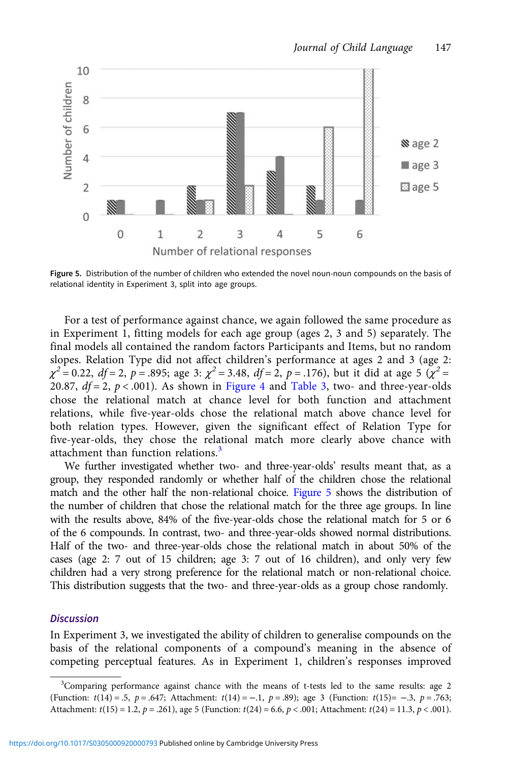10
8
6
4
2
0

Number of children

0 1 2 3 4 5 6

Number of relational responses

age 2
age 3
age 5

**Figure 5.** Distribution of the number of children who extended the novel noun-noun compounds on the basis of relational identity in Experiment 3, split into age groups.

For a test of performance against chance, we again followed the same procedure as in Experiment 1, fitting models for each age group (ages 2, 3 and 5) separately. The final models all contained the random factors Participants and Items, but no random slopes. Relation Type did not affect children's performance at ages 2 and 3 (age 2: $\chi^2 = 0.22$, $df = 2$, $p = .895$; age 3: $\chi^2 = 3.48$, $df = 2$, $p = .176$), but it did at age 5 ($\chi^2 = 20.87$, $df = 2$, $p < .001$). As shown in Figure 4 and Table 3, two- and three-year-olds chose the relational match at chance level for both function and attachment relations, while five-year-olds chose the relational match above chance level for both relation types. However, given the significant effect of Relation Type for five-year-olds, they chose the relational match more clearly above chance with attachment than function relations.[3]

We further investigated whether two- and three-year-olds' results meant that, as a group, they responded randomly or whether half of the children chose the relational match and the other half the non-relational choice. Figure 5 shows the distribution of the number of children that chose the relational match for the three age groups. In line with the results above, 84% of the five-year-olds chose the relational match for 5 or 6 of the 6 compounds. In contrast, two- and three-year-olds showed normal distributions. Half of the two- and three-year-olds chose the relational match in about 50% of the cases (age 2: 7 out of 15 children; age 3: 7 out of 16 children), and only very few children had a very strong preference for the relational match or non-relational choice. This distribution suggests that the two- and three-year-olds as a group chose randomly.

### *Discussion*

In Experiment 3, we investigated the ability of children to generalise compounds on the basis of the relational components of a compound's meaning in the absence of competing perceptual features. As in Experiment 1, children's responses improved

[3]Comparing performance against chance with the means of t-tests led to the same results: age 2 (Function: $t(14) = .5$, $p = .647$; Attachment: $t(14) = -.1$, $p = .89$); age 3 (Function: $t(15) = -.3$, $p = .763$; Attachment: $t(15) = 1.2$, $p = .261$), age 5 (Function: $t(24) = 6.6$, $p < .001$; Attachment: $t(24) = 11.3$, $p < .001$).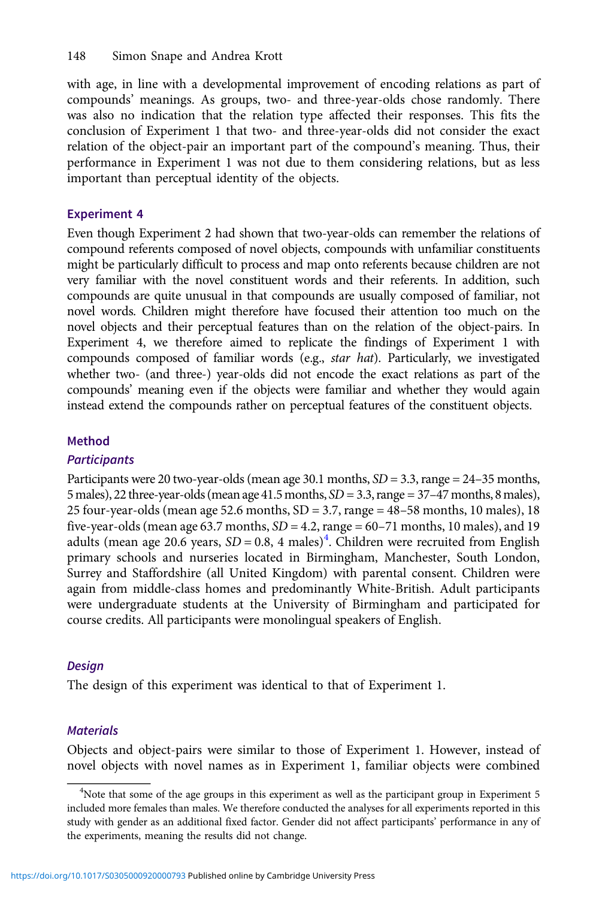with age, in line with a developmental improvement of encoding relations as part of compounds' meanings. As groups, two- and three-year-olds chose randomly. There was also no indication that the relation type affected their responses. This fits the conclusion of Experiment 1 that two- and three-year-olds did not consider the exact relation of the object-pair an important part of the compound's meaning. Thus, their performance in Experiment 1 was not due to them considering relations, but as less important than perceptual identity of the objects.

## Experiment 4

Even though Experiment 2 had shown that two-year-olds can remember the relations of compound referents composed of novel objects, compounds with unfamiliar constituents might be particularly difficult to process and map onto referents because children are not very familiar with the novel constituent words and their referents. In addition, such compounds are quite unusual in that compounds are usually composed of familiar, not novel words. Children might therefore have focused their attention too much on the novel objects and their perceptual features than on the relation of the object-pairs. In Experiment 4, we therefore aimed to replicate the findings of Experiment 1 with compounds composed of familiar words (e.g., *star hat*). Particularly, we investigated whether two- (and three-) year-olds did not encode the exact relations as part of the compounds' meaning even if the objects were familiar and whether they would again instead extend the compounds rather on perceptual features of the constituent objects.

### Method

#### *Participants*

Participants were 20 two-year-olds (mean age 30.1 months, *SD* = 3.3, range = 24–35 months, 5 males), 22 three-year-olds (mean age 41.5 months, *SD* = 3.3, range = 37–47 months, 8 males), 25 four-year-olds (mean age 52.6 months, SD = 3.7, range = 48–58 months, 10 males), 18 five-year-olds (mean age 63.7 months, *SD* = 4.2, range = 60–71 months, 10 males), and 19 adults (mean age 20.6 years, *SD* = 0.8, 4 males)[4]. Children were recruited from English primary schools and nurseries located in Birmingham, Manchester, South London, Surrey and Staffordshire (all United Kingdom) with parental consent. Children were again from middle-class homes and predominantly White-British. Adult participants were undergraduate students at the University of Birmingham and participated for course credits. All participants were monolingual speakers of English.

#### *Design*

The design of this experiment was identical to that of Experiment 1.

#### *Materials*

Objects and object-pairs were similar to those of Experiment 1. However, instead of novel objects with novel names as in Experiment 1, familiar objects were combined

[4]Note that some of the age groups in this experiment as well as the participant group in Experiment 5 included more females than males. We therefore conducted the analyses for all experiments reported in this study with gender as an additional fixed factor. Gender did not affect participants' performance in any of the experiments, meaning the results did not change.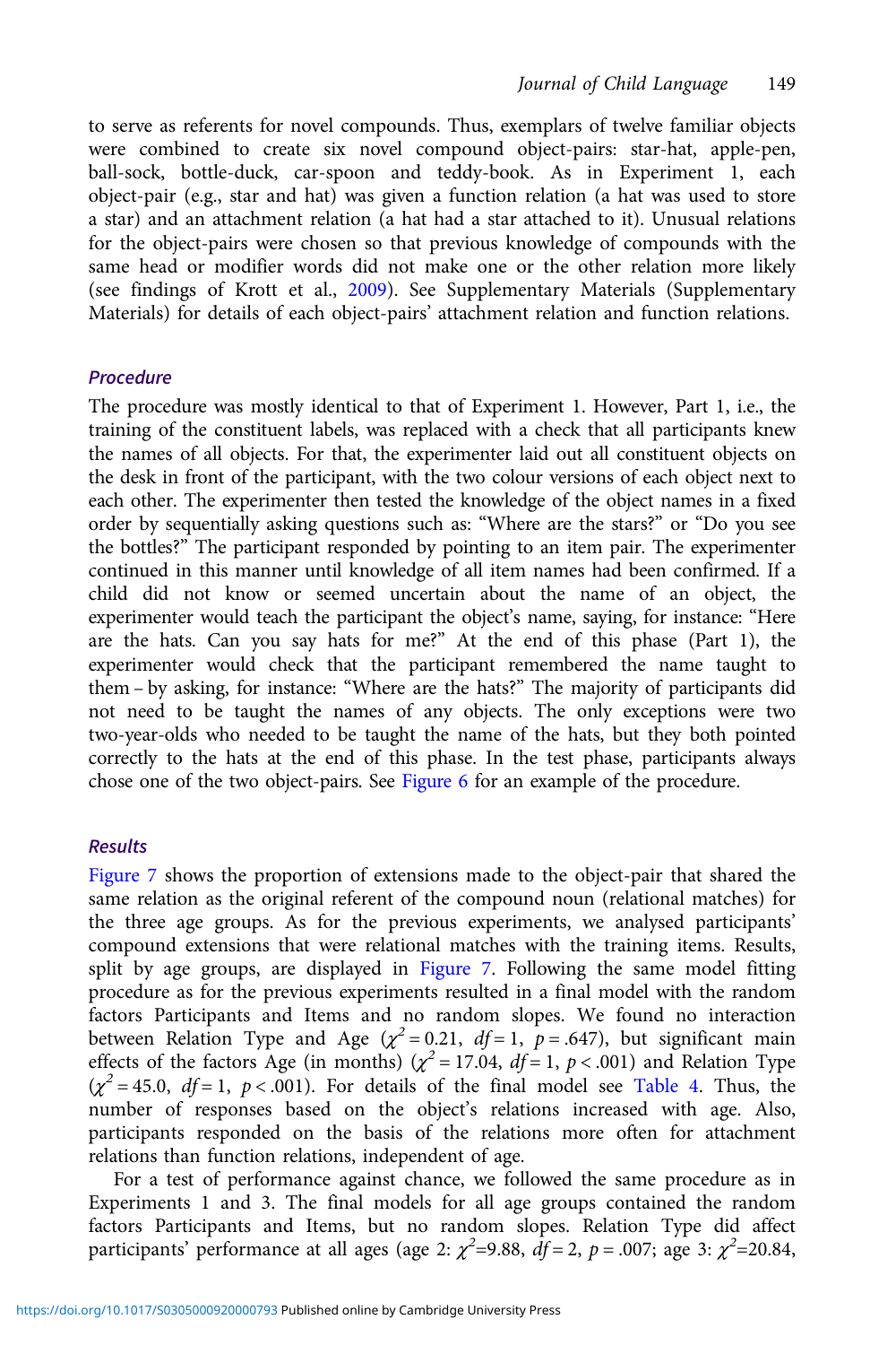to serve as referents for novel compounds. Thus, exemplars of twelve familiar objects were combined to create six novel compound object-pairs: star-hat, apple-pen, ball-sock, bottle-duck, car-spoon and teddy-book. As in Experiment 1, each object-pair (e.g., star and hat) was given a function relation (a hat was used to store a star) and an attachment relation (a hat had a star attached to it). Unusual relations for the object-pairs were chosen so that previous knowledge of compounds with the same head or modifier words did not make one or the other relation more likely (see findings of Krott et al., 2009). See Supplementary Materials (Supplementary Materials) for details of each object-pairs' attachment relation and function relations.

### Procedure

The procedure was mostly identical to that of Experiment 1. However, Part 1, i.e., the training of the constituent labels, was replaced with a check that all participants knew the names of all objects. For that, the experimenter laid out all constituent objects on the desk in front of the participant, with the two colour versions of each object next to each other. The experimenter then tested the knowledge of the object names in a fixed order by sequentially asking questions such as: "Where are the stars?" or "Do you see the bottles?" The participant responded by pointing to an item pair. The experimenter continued in this manner until knowledge of all item names had been confirmed. If a child did not know or seemed uncertain about the name of an object, the experimenter would teach the participant the object's name, saying, for instance: "Here are the hats. Can you say hats for me?" At the end of this phase (Part 1), the experimenter would check that the participant remembered the name taught to them – by asking, for instance: "Where are the hats?" The majority of participants did not need to be taught the names of any objects. The only exceptions were two two-year-olds who needed to be taught the name of the hats, but they both pointed correctly to the hats at the end of this phase. In the test phase, participants always chose one of the two object-pairs. See Figure 6 for an example of the procedure.

### Results

Figure 7 shows the proportion of extensions made to the object-pair that shared the same relation as the original referent of the compound noun (relational matches) for the three age groups. As for the previous experiments, we analysed participants' compound extensions that were relational matches with the training items. Results, split by age groups, are displayed in Figure 7. Following the same model fitting procedure as for the previous experiments resulted in a final model with the random factors Participants and Items and no random slopes. We found no interaction between Relation Type and Age ($\chi^2 = 0.21$, $df = 1$, $p = .647$), but significant main effects of the factors Age (in months) ($\chi^2 = 17.04$, $df = 1$, $p < .001$) and Relation Type ($\chi^2 = 45.0$, $df = 1$, $p < .001$). For details of the final model see Table 4. Thus, the number of responses based on the object's relations increased with age. Also, participants responded on the basis of the relations more often for attachment relations than function relations, independent of age.

For a test of performance against chance, we followed the same procedure as in Experiments 1 and 3. The final models for all age groups contained the random factors Participants and Items, but no random slopes. Relation Type did affect participants' performance at all ages (age 2: $\chi^2$=9.88, $df$ = 2, $p$ = .007; age 3: $\chi^2$=20.84,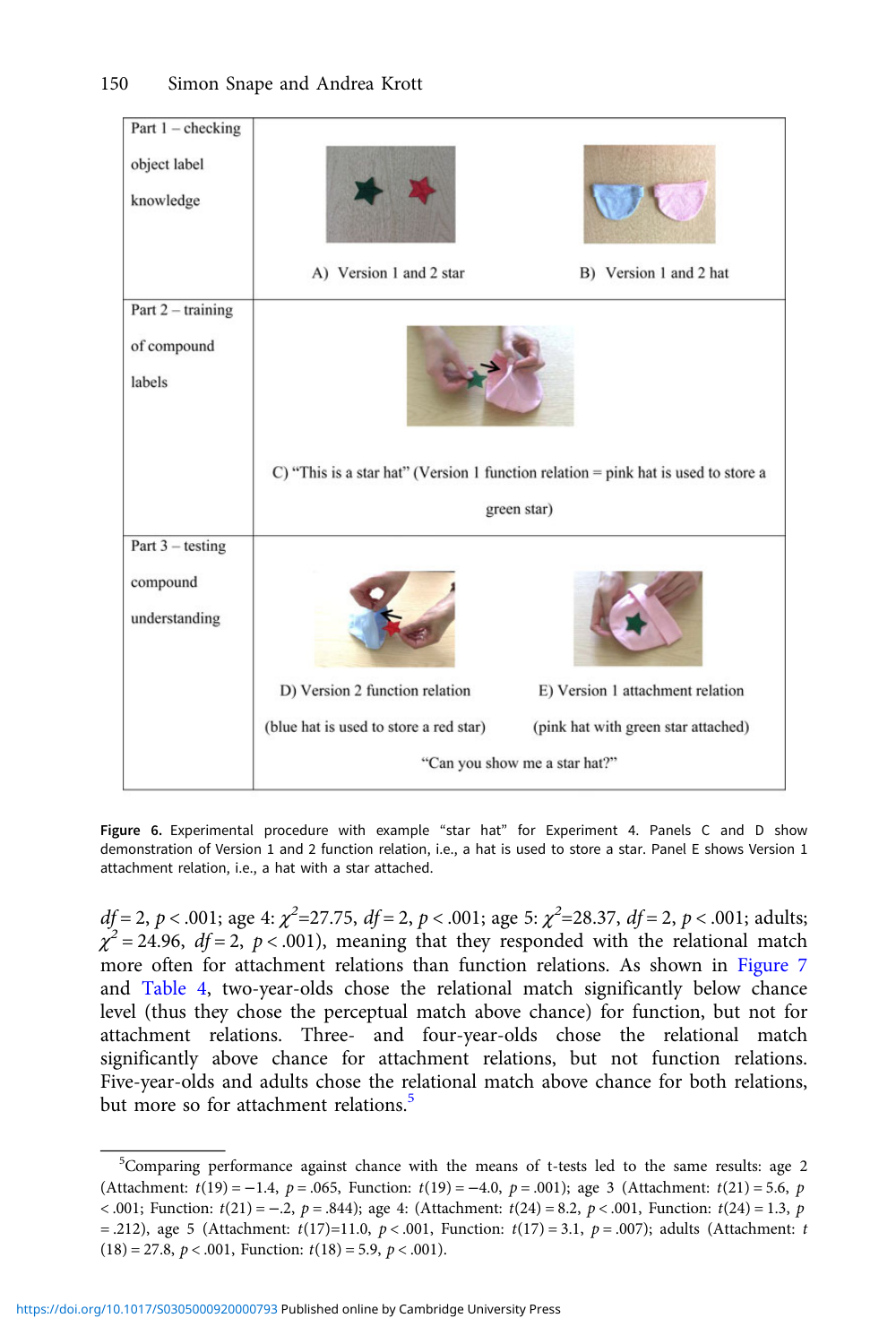| | | |
|---|---|---|
| Part 1 – checking object label knowledge | A) Version 1 and 2 star | B) Version 1 and 2 hat |
| Part 2 – training of compound labels | C) "This is a star hat" (Version 1 function relation = pink hat is used to store a green star) | |
| Part 3 – testing compound understanding | D) Version 2 function relation (blue hat is used to store a red star) | E) Version 1 attachment relation (pink hat with green star attached) |
| | "Can you show me a star hat?" | |

**Figure 6.** Experimental procedure with example "star hat" for Experiment 4. Panels C and D show demonstration of Version 1 and 2 function relation, i.e., a hat is used to store a star. Panel E shows Version 1 attachment relation, i.e., a hat with a star attached.

$df = 2$, $p < .001$; age 4: $\chi^2 = 27.75$, $df = 2$, $p < .001$; age 5: $\chi^2 = 28.37$, $df = 2$, $p < .001$; adults; $\chi^2 = 24.96$, $df = 2$, $p < .001$), meaning that they responded with the relational match more often for attachment relations than function relations. As shown in Figure 7 and Table 4, two-year-olds chose the relational match significantly below chance level (thus they chose the perceptual match above chance) for function, but not for attachment relations. Three- and four-year-olds chose the relational match significantly above chance for attachment relations, but not function relations. Five-year-olds and adults chose the relational match above chance for both relations, but more so for attachment relations.[5]

[5]Comparing performance against chance with the means of t-tests led to the same results: age 2 (Attachment: $t(19) = -1.4$, $p = .065$, Function: $t(19) = -4.0$, $p = .001$); age 3 (Attachment: $t(21) = 5.6$, $p < .001$; Function: $t(21) = -.2$, $p = .844$); age 4: (Attachment: $t(24) = 8.2$, $p < .001$, Function: $t(24) = 1.3$, $p = .212$), age 5 (Attachment: $t(17) = 11.0$, $p < .001$, Function: $t(17) = 3.1$, $p = .007$); adults (Attachment: $t(18) = 27.8$, $p < .001$, Function: $t(18) = 5.9$, $p < .001$).

https://doi.org/10.1017/S0305000920000793 Published online by Cambridge University Press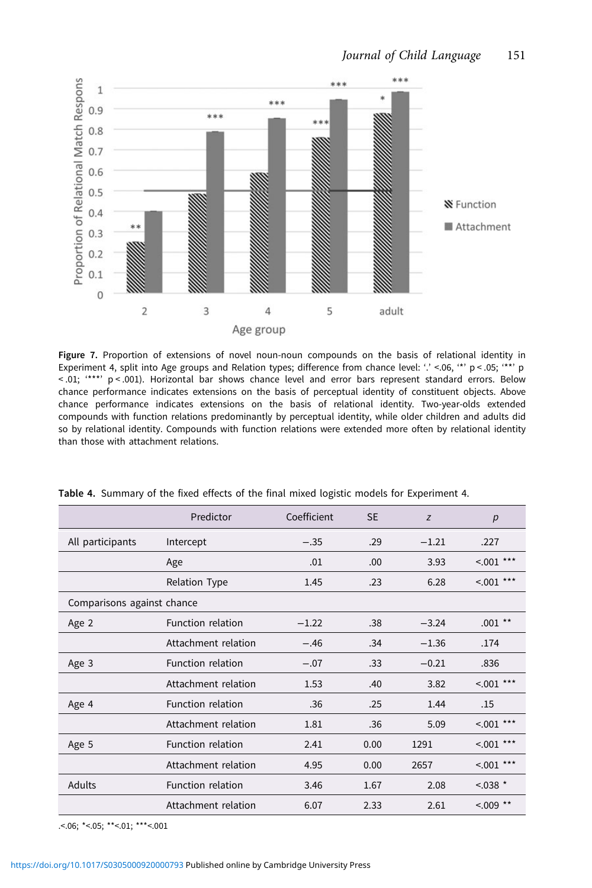Proportion of Relational Match Respons

1
0.9
0.8
0.7
0.6
0.5
0.4
0.3
0.2
0.1
0

**
***
***
***
***
*
***

2
3
4
5
adult

Age group

Function
Attachment

**Figure 7.** Proportion of extensions of novel noun-noun compounds on the basis of relational identity in Experiment 4, split into Age groups and Relation types; difference from chance level: '.' <.06, '*' p < .05; '**' p < .01; '***' p < .001). Horizontal bar shows chance level and error bars represent standard errors. Below chance performance indicates extensions on the basis of perceptual identity of constituent objects. Above chance performance indicates extensions on the basis of relational identity. Two-year-olds extended compounds with function relations predominantly by perceptual identity, while older children and adults did so by relational identity. Compounds with function relations were extended more often by relational identity than those with attachment relations.

**Table 4.** Summary of the fixed effects of the final mixed logistic models for Experiment 4.

| | Predictor | Coefficient | SE | *z* | *p* |
|---|---|---|---|---|---|
| All participants | Intercept | −.35 | .29 | −1.21 | .227 |
| | Age | .01 | .00 | 3.93 | <.001 *** |
| | Relation Type | 1.45 | .23 | 6.28 | <.001 *** |
| Comparisons against chance | | | | | |
| Age 2 | Function relation | −1.22 | .38 | −3.24 | .001 ** |
| | Attachment relation | −.46 | .34 | −1.36 | .174 |
| Age 3 | Function relation | −.07 | .33 | −0.21 | .836 |
| | Attachment relation | 1.53 | .40 | 3.82 | <.001 *** |
| Age 4 | Function relation | .36 | .25 | 1.44 | .15 |
| | Attachment relation | 1.81 | .36 | 5.09 | <.001 *** |
| Age 5 | Function relation | 2.41 | 0.00 | 1291 | <.001 *** |
| | Attachment relation | 4.95 | 0.00 | 2657 | <.001 *** |
| Adults | Function relation | 3.46 | 1.67 | 2.08 | <.038 * |
| | Attachment relation | 6.07 | 2.33 | 2.61 | <.009 ** |

.<.06; *<.05; **<.01; ***<.001

https://doi.org/10.1017/S0305000920000793 Published online by Cambridge University Press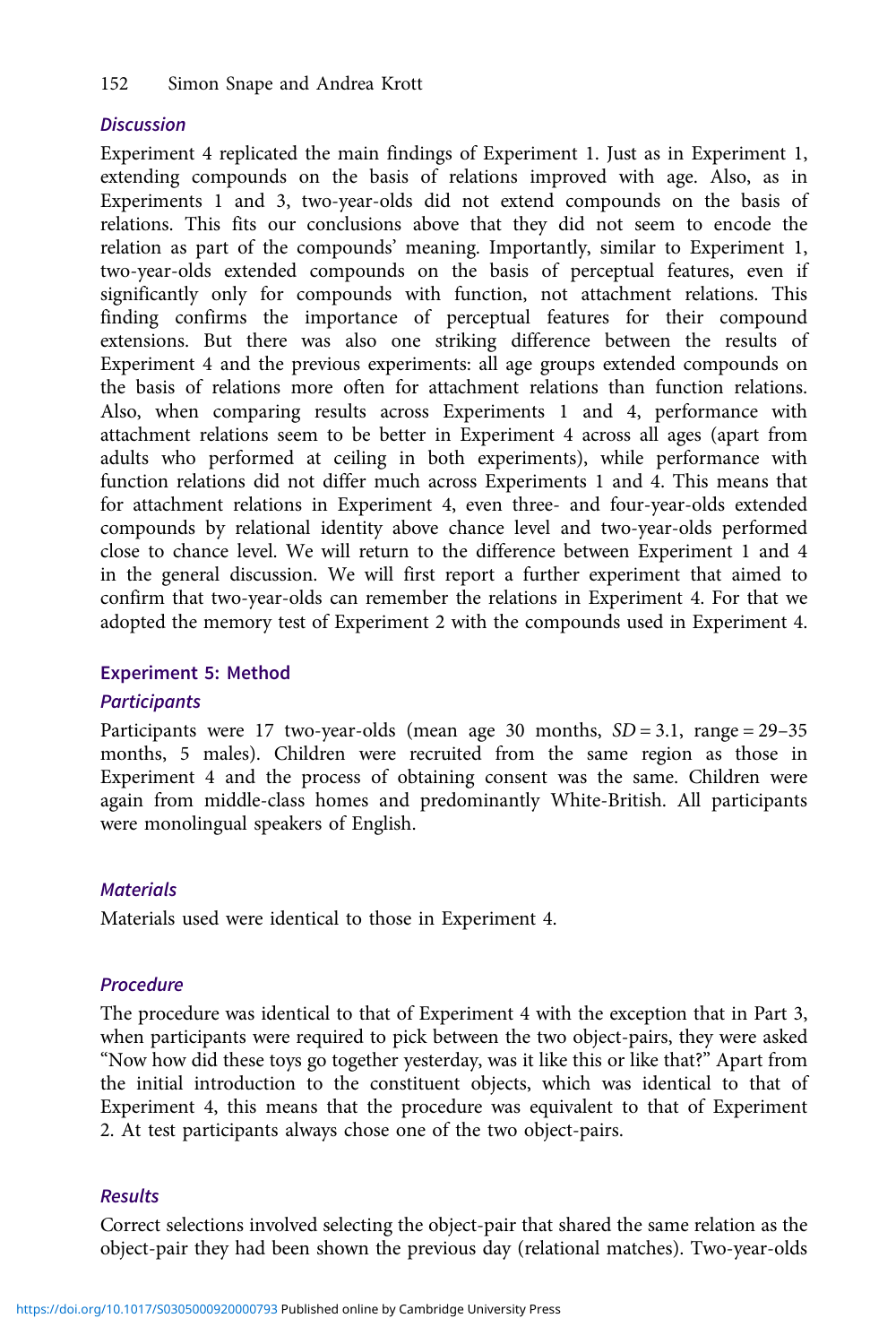### *Discussion*

Experiment 4 replicated the main findings of Experiment 1. Just as in Experiment 1, extending compounds on the basis of relations improved with age. Also, as in Experiments 1 and 3, two-year-olds did not extend compounds on the basis of relations. This fits our conclusions above that they did not seem to encode the relation as part of the compounds' meaning. Importantly, similar to Experiment 1, two-year-olds extended compounds on the basis of perceptual features, even if significantly only for compounds with function, not attachment relations. This finding confirms the importance of perceptual features for their compound extensions. But there was also one striking difference between the results of Experiment 4 and the previous experiments: all age groups extended compounds on the basis of relations more often for attachment relations than function relations. Also, when comparing results across Experiments 1 and 4, performance with attachment relations seem to be better in Experiment 4 across all ages (apart from adults who performed at ceiling in both experiments), while performance with function relations did not differ much across Experiments 1 and 4. This means that for attachment relations in Experiment 4, even three- and four-year-olds extended compounds by relational identity above chance level and two-year-olds performed close to chance level. We will return to the difference between Experiment 1 and 4 in the general discussion. We will first report a further experiment that aimed to confirm that two-year-olds can remember the relations in Experiment 4. For that we adopted the memory test of Experiment 2 with the compounds used in Experiment 4.

## Experiment 5: Method

### *Participants*

Participants were 17 two-year-olds (mean age 30 months, $SD = 3.1$, range = 29–35 months, 5 males). Children were recruited from the same region as those in Experiment 4 and the process of obtaining consent was the same. Children were again from middle-class homes and predominantly White-British. All participants were monolingual speakers of English.

### *Materials*

Materials used were identical to those in Experiment 4.

### *Procedure*

The procedure was identical to that of Experiment 4 with the exception that in Part 3, when participants were required to pick between the two object-pairs, they were asked "Now how did these toys go together yesterday, was it like this or like that?" Apart from the initial introduction to the constituent objects, which was identical to that of Experiment 4, this means that the procedure was equivalent to that of Experiment 2. At test participants always chose one of the two object-pairs.

### *Results*

Correct selections involved selecting the object-pair that shared the same relation as the object-pair they had been shown the previous day (relational matches). Two-year-olds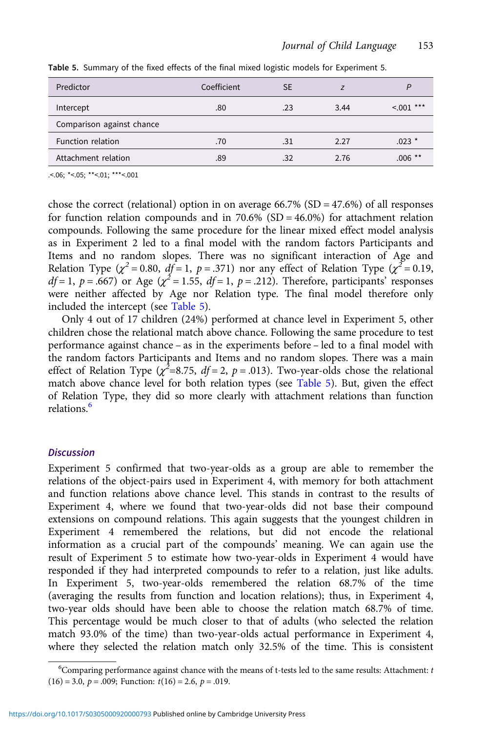**Table 5.** Summary of the fixed effects of the final mixed logistic models for Experiment 5.

| Predictor | Coefficient | SE | z | P |
|---|---|---|---|---|
| Intercept | .80 | .23 | 3.44 | <.001 *** |
| Comparison against chance | | | | |
| Function relation | .70 | .31 | 2.27 | .023 * |
| Attachment relation | .89 | .32 | 2.76 | .006 ** |

.<.06; *<.05; **<.01; ***<.001

chose the correct (relational) option in on average 66.7% (SD = 47.6%) of all responses for function relation compounds and in 70.6% (SD = 46.0%) for attachment relation compounds. Following the same procedure for the linear mixed effect model analysis as in Experiment 2 led to a final model with the random factors Participants and Items and no random slopes. There was no significant interaction of Age and Relation Type ($\chi^2 = 0.80$, $df = 1$, $p = .371$) nor any effect of Relation Type ($\chi^2 = 0.19$, $df = 1$, $p = .667$) or Age ($\chi^2 = 1.55$, $df = 1$, $p = .212$). Therefore, participants' responses were neither affected by Age nor Relation type. The final model therefore only included the intercept (see Table 5).

Only 4 out of 17 children (24%) performed at chance level in Experiment 5, other children chose the relational match above chance. Following the same procedure to test performance against chance – as in the experiments before – led to a final model with the random factors Participants and Items and no random slopes. There was a main effect of Relation Type ($\chi^2$=8.75, $df = 2$, $p = .013$). Two-year-olds chose the relational match above chance level for both relation types (see Table 5). But, given the effect of Relation Type, they did so more clearly with attachment relations than function relations.[6]

### Discussion

Experiment 5 confirmed that two-year-olds as a group are able to remember the relations of the object-pairs used in Experiment 4, with memory for both attachment and function relations above chance level. This stands in contrast to the results of Experiment 4, where we found that two-year-olds did not base their compound extensions on compound relations. This again suggests that the youngest children in Experiment 4 remembered the relations, but did not encode the relational information as a crucial part of the compounds' meaning. We can again use the result of Experiment 5 to estimate how two-year-olds in Experiment 4 would have responded if they had interpreted compounds to refer to a relation, just like adults. In Experiment 5, two-year-olds remembered the relation 68.7% of the time (averaging the results from function and location relations); thus, in Experiment 4, two-year olds should have been able to choose the relation match 68.7% of time. This percentage would be much closer to that of adults (who selected the relation match 93.0% of the time) than two-year-olds actual performance in Experiment 4, where they selected the relation match only 32.5% of the time. This is consistent

[6]Comparing performance against chance with the means of t-tests led to the same results: Attachment: $t(16) = 3.0$, $p = .009$; Function: $t(16) = 2.6$, $p = .019$.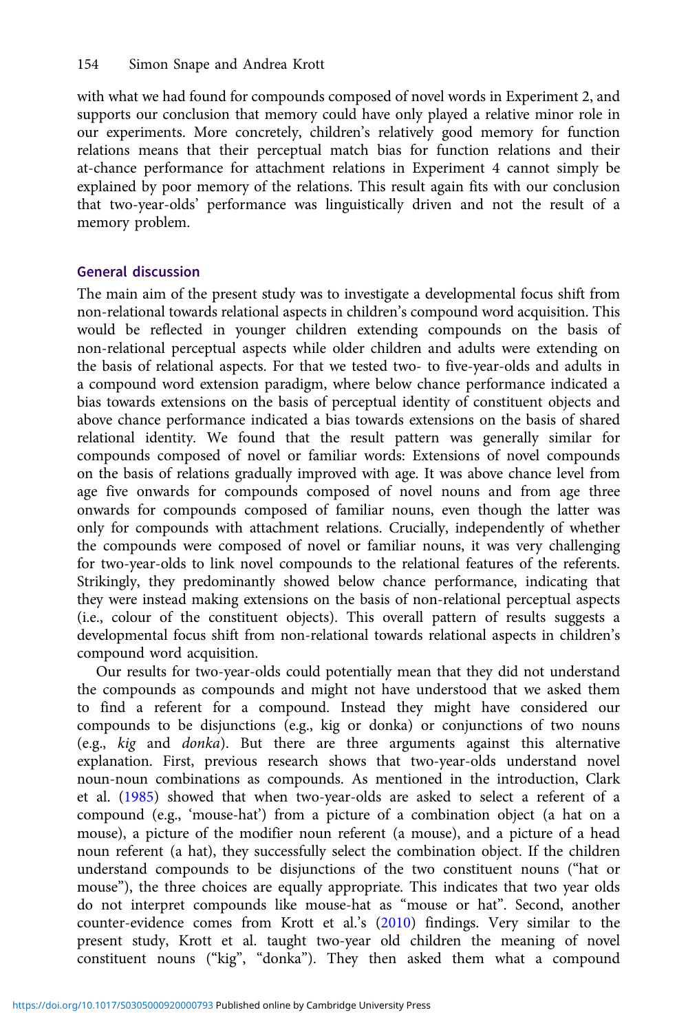with what we had found for compounds composed of novel words in Experiment 2, and supports our conclusion that memory could have only played a relative minor role in our experiments. More concretely, children's relatively good memory for function relations means that their perceptual match bias for function relations and their at-chance performance for attachment relations in Experiment 4 cannot simply be explained by poor memory of the relations. This result again fits with our conclusion that two-year-olds' performance was linguistically driven and not the result of a memory problem.

## General discussion

The main aim of the present study was to investigate a developmental focus shift from non-relational towards relational aspects in children's compound word acquisition. This would be reflected in younger children extending compounds on the basis of non-relational perceptual aspects while older children and adults were extending on the basis of relational aspects. For that we tested two- to five-year-olds and adults in a compound word extension paradigm, where below chance performance indicated a bias towards extensions on the basis of perceptual identity of constituent objects and above chance performance indicated a bias towards extensions on the basis of shared relational identity. We found that the result pattern was generally similar for compounds composed of novel or familiar words: Extensions of novel compounds on the basis of relations gradually improved with age. It was above chance level from age five onwards for compounds composed of novel nouns and from age three onwards for compounds composed of familiar nouns, even though the latter was only for compounds with attachment relations. Crucially, independently of whether the compounds were composed of novel or familiar nouns, it was very challenging for two-year-olds to link novel compounds to the relational features of the referents. Strikingly, they predominantly showed below chance performance, indicating that they were instead making extensions on the basis of non-relational perceptual aspects (i.e., colour of the constituent objects). This overall pattern of results suggests a developmental focus shift from non-relational towards relational aspects in children's compound word acquisition.

Our results for two-year-olds could potentially mean that they did not understand the compounds as compounds and might not have understood that we asked them to find a referent for a compound. Instead they might have considered our compounds to be disjunctions (e.g., kig or donka) or conjunctions of two nouns (e.g., *kig* and *donka*). But there are three arguments against this alternative explanation. First, previous research shows that two-year-olds understand novel noun-noun combinations as compounds. As mentioned in the introduction, Clark et al. (1985) showed that when two-year-olds are asked to select a referent of a compound (e.g., 'mouse-hat') from a picture of a combination object (a hat on a mouse), a picture of the modifier noun referent (a mouse), and a picture of a head noun referent (a hat), they successfully select the combination object. If the children understand compounds to be disjunctions of the two constituent nouns ("hat or mouse"), the three choices are equally appropriate. This indicates that two year olds do not interpret compounds like mouse-hat as "mouse or hat". Second, another counter-evidence comes from Krott et al.'s (2010) findings. Very similar to the present study, Krott et al. taught two-year old children the meaning of novel constituent nouns ("kig", "donka"). They then asked them what a compound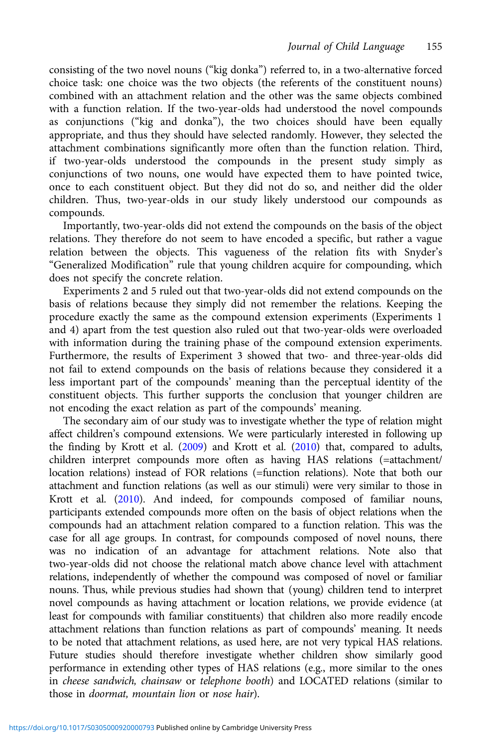consisting of the two novel nouns ("kig donka") referred to, in a two-alternative forced choice task: one choice was the two objects (the referents of the constituent nouns) combined with an attachment relation and the other was the same objects combined with a function relation. If the two-year-olds had understood the novel compounds as conjunctions ("kig and donka"), the two choices should have been equally appropriate, and thus they should have selected randomly. However, they selected the attachment combinations significantly more often than the function relation. Third, if two-year-olds understood the compounds in the present study simply as conjunctions of two nouns, one would have expected them to have pointed twice, once to each constituent object. But they did not do so, and neither did the older children. Thus, two-year-olds in our study likely understood our compounds as compounds.

Importantly, two-year-olds did not extend the compounds on the basis of the object relations. They therefore do not seem to have encoded a specific, but rather a vague relation between the objects. This vagueness of the relation fits with Snyder's "Generalized Modification" rule that young children acquire for compounding, which does not specify the concrete relation.

Experiments 2 and 5 ruled out that two-year-olds did not extend compounds on the basis of relations because they simply did not remember the relations. Keeping the procedure exactly the same as the compound extension experiments (Experiments 1 and 4) apart from the test question also ruled out that two-year-olds were overloaded with information during the training phase of the compound extension experiments. Furthermore, the results of Experiment 3 showed that two- and three-year-olds did not fail to extend compounds on the basis of relations because they considered it a less important part of the compounds' meaning than the perceptual identity of the constituent objects. This further supports the conclusion that younger children are not encoding the exact relation as part of the compounds' meaning.

The secondary aim of our study was to investigate whether the type of relation might affect children's compound extensions. We were particularly interested in following up the finding by Krott et al. (2009) and Krott et al. (2010) that, compared to adults, children interpret compounds more often as having HAS relations (=attachment/location relations) instead of FOR relations (=function relations). Note that both our attachment and function relations (as well as our stimuli) were very similar to those in Krott et al. (2010). And indeed, for compounds composed of familiar nouns, participants extended compounds more often on the basis of object relations when the compounds had an attachment relation compared to a function relation. This was the case for all age groups. In contrast, for compounds composed of novel nouns, there was no indication of an advantage for attachment relations. Note also that two-year-olds did not choose the relational match above chance level with attachment relations, independently of whether the compound was composed of novel or familiar nouns. Thus, while previous studies had shown that (young) children tend to interpret novel compounds as having attachment or location relations, we provide evidence (at least for compounds with familiar constituents) that children also more readily encode attachment relations than function relations as part of compounds' meaning. It needs to be noted that attachment relations, as used here, are not very typical HAS relations. Future studies should therefore investigate whether children show similarly good performance in extending other types of HAS relations (e.g., more similar to the ones in *cheese sandwich, chainsaw* or *telephone booth*) and LOCATED relations (similar to those in *doormat, mountain lion* or *nose hair*).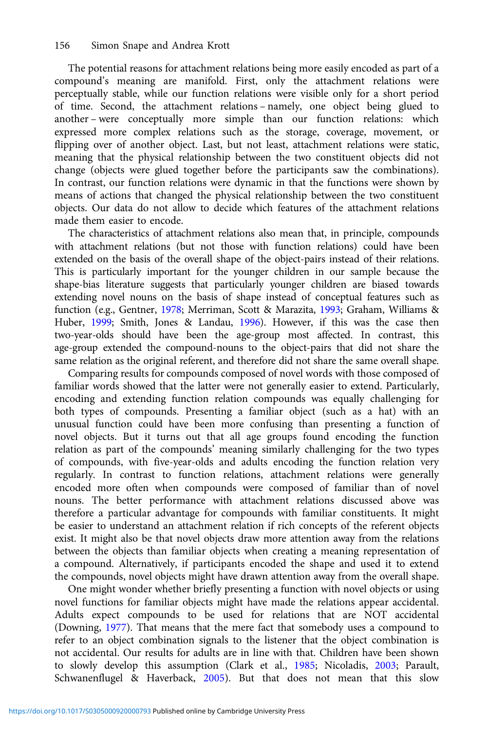The potential reasons for attachment relations being more easily encoded as part of a compound's meaning are manifold. First, only the attachment relations were perceptually stable, while our function relations were visible only for a short period of time. Second, the attachment relations – namely, one object being glued to another – were conceptually more simple than our function relations: which expressed more complex relations such as the storage, coverage, movement, or flipping over of another object. Last, but not least, attachment relations were static, meaning that the physical relationship between the two constituent objects did not change (objects were glued together before the participants saw the combinations). In contrast, our function relations were dynamic in that the functions were shown by means of actions that changed the physical relationship between the two constituent objects. Our data do not allow to decide which features of the attachment relations made them easier to encode.

The characteristics of attachment relations also mean that, in principle, compounds with attachment relations (but not those with function relations) could have been extended on the basis of the overall shape of the object-pairs instead of their relations. This is particularly important for the younger children in our sample because the shape-bias literature suggests that particularly younger children are biased towards extending novel nouns on the basis of shape instead of conceptual features such as function (e.g., Gentner, 1978; Merriman, Scott & Marazita, 1993; Graham, Williams & Huber, 1999; Smith, Jones & Landau, 1996). However, if this was the case then two-year-olds should have been the age-group most affected. In contrast, this age-group extended the compound-nouns to the object-pairs that did not share the same relation as the original referent, and therefore did not share the same overall shape.

Comparing results for compounds composed of novel words with those composed of familiar words showed that the latter were not generally easier to extend. Particularly, encoding and extending function relation compounds was equally challenging for both types of compounds. Presenting a familiar object (such as a hat) with an unusual function could have been more confusing than presenting a function of novel objects. But it turns out that all age groups found encoding the function relation as part of the compounds' meaning similarly challenging for the two types of compounds, with five-year-olds and adults encoding the function relation very regularly. In contrast to function relations, attachment relations were generally encoded more often when compounds were composed of familiar than of novel nouns. The better performance with attachment relations discussed above was therefore a particular advantage for compounds with familiar constituents. It might be easier to understand an attachment relation if rich concepts of the referent objects exist. It might also be that novel objects draw more attention away from the relations between the objects than familiar objects when creating a meaning representation of a compound. Alternatively, if participants encoded the shape and used it to extend the compounds, novel objects might have drawn attention away from the overall shape.

One might wonder whether briefly presenting a function with novel objects or using novel functions for familiar objects might have made the relations appear accidental. Adults expect compounds to be used for relations that are NOT accidental (Downing, 1977). That means that the mere fact that somebody uses a compound to refer to an object combination signals to the listener that the object combination is not accidental. Our results for adults are in line with that. Children have been shown to slowly develop this assumption (Clark et al., 1985; Nicoladis, 2003; Parault, Schwanenflugel & Haverback, 2005). But that does not mean that this slow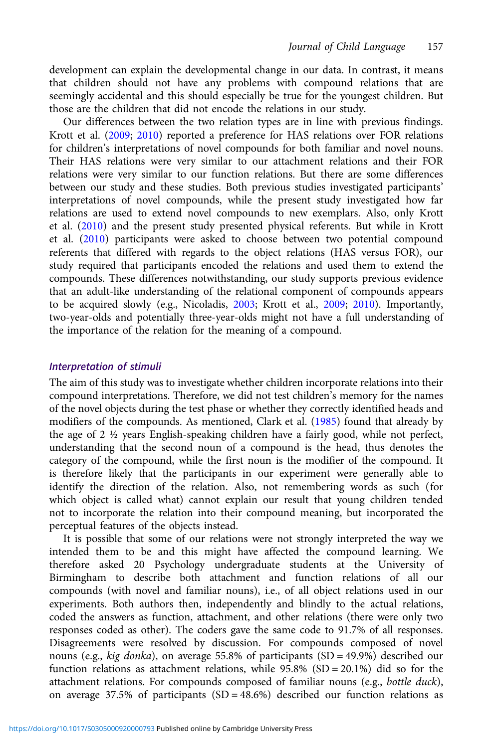development can explain the developmental change in our data. In contrast, it means that children should not have any problems with compound relations that are seemingly accidental and this should especially be true for the youngest children. But those are the children that did not encode the relations in our study.

Our differences between the two relation types are in line with previous findings. Krott et al. (2009; 2010) reported a preference for HAS relations over FOR relations for children's interpretations of novel compounds for both familiar and novel nouns. Their HAS relations were very similar to our attachment relations and their FOR relations were very similar to our function relations. But there are some differences between our study and these studies. Both previous studies investigated participants' interpretations of novel compounds, while the present study investigated how far relations are used to extend novel compounds to new exemplars. Also, only Krott et al. (2010) and the present study presented physical referents. But while in Krott et al. (2010) participants were asked to choose between two potential compound referents that differed with regards to the object relations (HAS versus FOR), our study required that participants encoded the relations and used them to extend the compounds. These differences notwithstanding, our study supports previous evidence that an adult-like understanding of the relational component of compounds appears to be acquired slowly (e.g., Nicoladis, 2003; Krott et al., 2009; 2010). Importantly, two-year-olds and potentially three-year-olds might not have a full understanding of the importance of the relation for the meaning of a compound.

### *Interpretation of stimuli*

The aim of this study was to investigate whether children incorporate relations into their compound interpretations. Therefore, we did not test children's memory for the names of the novel objects during the test phase or whether they correctly identified heads and modifiers of the compounds. As mentioned, Clark et al. (1985) found that already by the age of 2 ½ years English-speaking children have a fairly good, while not perfect, understanding that the second noun of a compound is the head, thus denotes the category of the compound, while the first noun is the modifier of the compound. It is therefore likely that the participants in our experiment were generally able to identify the direction of the relation. Also, not remembering words as such (for which object is called what) cannot explain our result that young children tended not to incorporate the relation into their compound meaning, but incorporated the perceptual features of the objects instead.

It is possible that some of our relations were not strongly interpreted the way we intended them to be and this might have affected the compound learning. We therefore asked 20 Psychology undergraduate students at the University of Birmingham to describe both attachment and function relations of all our compounds (with novel and familiar nouns), i.e., of all object relations used in our experiments. Both authors then, independently and blindly to the actual relations, coded the answers as function, attachment, and other relations (there were only two responses coded as other). The coders gave the same code to 91.7% of all responses. Disagreements were resolved by discussion. For compounds composed of novel nouns (e.g., *kig donka*), on average 55.8% of participants (SD = 49.9%) described our function relations as attachment relations, while 95.8% (SD = 20.1%) did so for the attachment relations. For compounds composed of familiar nouns (e.g., *bottle duck*), on average 37.5% of participants (SD = 48.6%) described our function relations as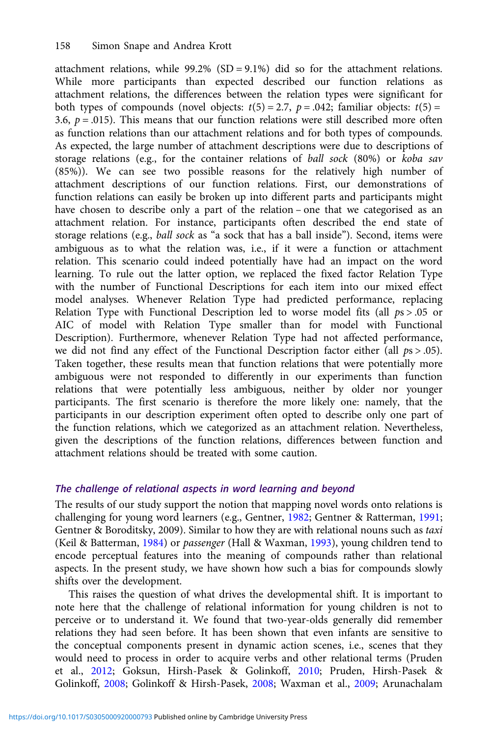attachment relations, while 99.2% (SD = 9.1%) did so for the attachment relations. While more participants than expected described our function relations as attachment relations, the differences between the relation types were significant for both types of compounds (novel objects: $t(5) = 2.7$, $p = .042$; familiar objects: $t(5) = 3.6$, $p = .015$). This means that our function relations were still described more often as function relations than our attachment relations and for both types of compounds. As expected, the large number of attachment descriptions were due to descriptions of storage relations (e.g., for the container relations of *ball sock* (80%) or *koba sav* (85%)). We can see two possible reasons for the relatively high number of attachment descriptions of our function relations. First, our demonstrations of function relations can easily be broken up into different parts and participants might have chosen to describe only a part of the relation – one that we categorised as an attachment relation. For instance, participants often described the end state of storage relations (e.g., *ball sock* as "a sock that has a ball inside"). Second, items were ambiguous as to what the relation was, i.e., if it were a function or attachment relation. This scenario could indeed potentially have had an impact on the word learning. To rule out the latter option, we replaced the fixed factor Relation Type with the number of Functional Descriptions for each item into our mixed effect model analyses. Whenever Relation Type had predicted performance, replacing Relation Type with Functional Description led to worse model fits (all $ps > .05$ or AIC of model with Relation Type smaller than for model with Functional Description). Furthermore, whenever Relation Type had not affected performance, we did not find any effect of the Functional Description factor either (all $ps > .05$). Taken together, these results mean that function relations that were potentially more ambiguous were not responded to differently in our experiments than function relations that were potentially less ambiguous, neither by older nor younger participants. The first scenario is therefore the more likely one: namely, that the participants in our description experiment often opted to describe only one part of the function relations, which we categorized as an attachment relation. Nevertheless, given the descriptions of the function relations, differences between function and attachment relations should be treated with some caution.

### *The challenge of relational aspects in word learning and beyond*

The results of our study support the notion that mapping novel words onto relations is challenging for young word learners (e.g., Gentner, 1982; Gentner & Ratterman, 1991; Gentner & Boroditsky, 2009). Similar to how they are with relational nouns such as *taxi* (Keil & Batterman, 1984) or *passenger* (Hall & Waxman, 1993), young children tend to encode perceptual features into the meaning of compounds rather than relational aspects. In the present study, we have shown how such a bias for compounds slowly shifts over the development.

This raises the question of what drives the developmental shift. It is important to note here that the challenge of relational information for young children is not to perceive or to understand it. We found that two-year-olds generally did remember relations they had seen before. It has been shown that even infants are sensitive to the conceptual components present in dynamic action scenes, i.e., scenes that they would need to process in order to acquire verbs and other relational terms (Pruden et al., 2012; Goksun, Hirsh-Pasek & Golinkoff, 2010; Pruden, Hirsh-Pasek & Golinkoff, 2008; Golinkoff & Hirsh-Pasek, 2008; Waxman et al., 2009; Arunachalam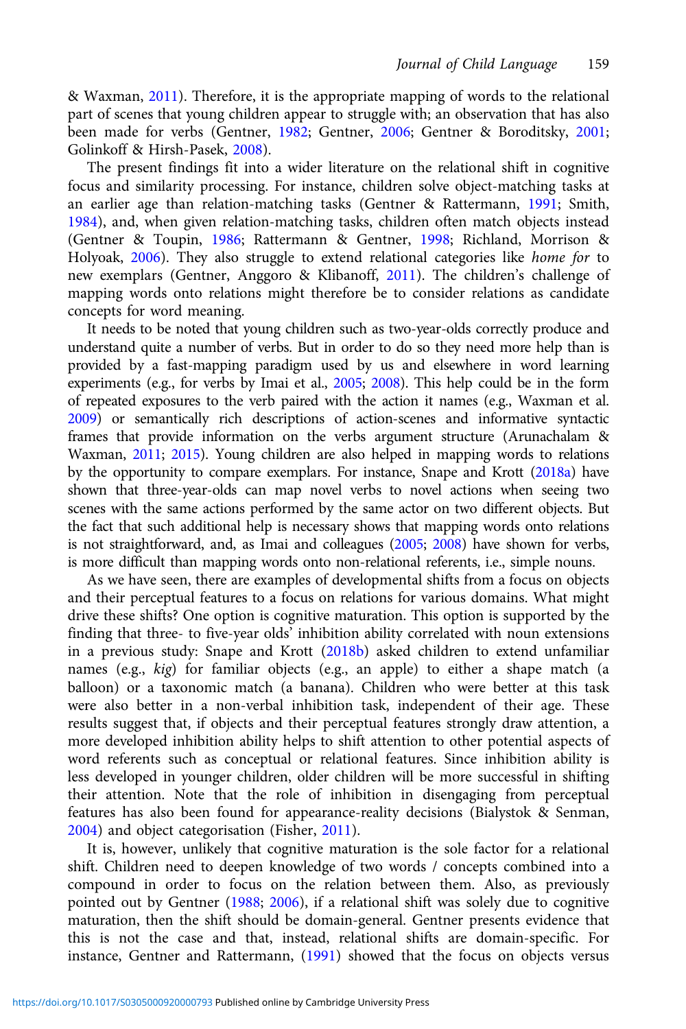& Waxman, 2011). Therefore, it is the appropriate mapping of words to the relational part of scenes that young children appear to struggle with; an observation that has also been made for verbs (Gentner, 1982; Gentner, 2006; Gentner & Boroditsky, 2001; Golinkoff & Hirsh-Pasek, 2008).

The present findings fit into a wider literature on the relational shift in cognitive focus and similarity processing. For instance, children solve object-matching tasks at an earlier age than relation-matching tasks (Gentner & Rattermann, 1991; Smith, 1984), and, when given relation-matching tasks, children often match objects instead (Gentner & Toupin, 1986; Rattermann & Gentner, 1998; Richland, Morrison & Holyoak, 2006). They also struggle to extend relational categories like *home for* to new exemplars (Gentner, Anggoro & Klibanoff, 2011). The children's challenge of mapping words onto relations might therefore be to consider relations as candidate concepts for word meaning.

It needs to be noted that young children such as two-year-olds correctly produce and understand quite a number of verbs. But in order to do so they need more help than is provided by a fast-mapping paradigm used by us and elsewhere in word learning experiments (e.g., for verbs by Imai et al., 2005; 2008). This help could be in the form of repeated exposures to the verb paired with the action it names (e.g., Waxman et al. 2009) or semantically rich descriptions of action-scenes and informative syntactic frames that provide information on the verbs argument structure (Arunachalam & Waxman, 2011; 2015). Young children are also helped in mapping words to relations by the opportunity to compare exemplars. For instance, Snape and Krott (2018a) have shown that three-year-olds can map novel verbs to novel actions when seeing two scenes with the same actions performed by the same actor on two different objects. But the fact that such additional help is necessary shows that mapping words onto relations is not straightforward, and, as Imai and colleagues (2005; 2008) have shown for verbs, is more difficult than mapping words onto non-relational referents, i.e., simple nouns.

As we have seen, there are examples of developmental shifts from a focus on objects and their perceptual features to a focus on relations for various domains. What might drive these shifts? One option is cognitive maturation. This option is supported by the finding that three- to five-year olds' inhibition ability correlated with noun extensions in a previous study: Snape and Krott (2018b) asked children to extend unfamiliar names (e.g., *kig*) for familiar objects (e.g., an apple) to either a shape match (a balloon) or a taxonomic match (a banana). Children who were better at this task were also better in a non-verbal inhibition task, independent of their age. These results suggest that, if objects and their perceptual features strongly draw attention, a more developed inhibition ability helps to shift attention to other potential aspects of word referents such as conceptual or relational features. Since inhibition ability is less developed in younger children, older children will be more successful in shifting their attention. Note that the role of inhibition in disengaging from perceptual features has also been found for appearance-reality decisions (Bialystok & Senman, 2004) and object categorisation (Fisher, 2011).

It is, however, unlikely that cognitive maturation is the sole factor for a relational shift. Children need to deepen knowledge of two words / concepts combined into a compound in order to focus on the relation between them. Also, as previously pointed out by Gentner (1988; 2006), if a relational shift was solely due to cognitive maturation, then the shift should be domain-general. Gentner presents evidence that this is not the case and that, instead, relational shifts are domain-specific. For instance, Gentner and Rattermann, (1991) showed that the focus on objects versus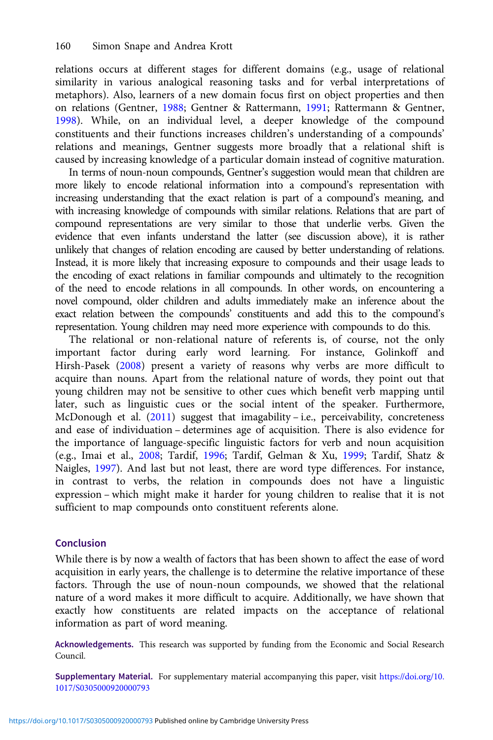relations occurs at different stages for different domains (e.g., usage of relational similarity in various analogical reasoning tasks and for verbal interpretations of metaphors). Also, learners of a new domain focus first on object properties and then on relations (Gentner, 1988; Gentner & Rattermann, 1991; Rattermann & Gentner, 1998). While, on an individual level, a deeper knowledge of the compound constituents and their functions increases children's understanding of a compounds' relations and meanings, Gentner suggests more broadly that a relational shift is caused by increasing knowledge of a particular domain instead of cognitive maturation.

In terms of noun-noun compounds, Gentner's suggestion would mean that children are more likely to encode relational information into a compound's representation with increasing understanding that the exact relation is part of a compound's meaning, and with increasing knowledge of compounds with similar relations. Relations that are part of compound representations are very similar to those that underlie verbs. Given the evidence that even infants understand the latter (see discussion above), it is rather unlikely that changes of relation encoding are caused by better understanding of relations. Instead, it is more likely that increasing exposure to compounds and their usage leads to the encoding of exact relations in familiar compounds and ultimately to the recognition of the need to encode relations in all compounds. In other words, on encountering a novel compound, older children and adults immediately make an inference about the exact relation between the compounds' constituents and add this to the compound's representation. Young children may need more experience with compounds to do this.

The relational or non-relational nature of referents is, of course, not the only important factor during early word learning. For instance, Golinkoff and Hirsh-Pasek (2008) present a variety of reasons why verbs are more difficult to acquire than nouns. Apart from the relational nature of words, they point out that young children may not be sensitive to other cues which benefit verb mapping until later, such as linguistic cues or the social intent of the speaker. Furthermore, McDonough et al. (2011) suggest that imagability – i.e., perceivability, concreteness and ease of individuation – determines age of acquisition. There is also evidence for the importance of language-specific linguistic factors for verb and noun acquisition (e.g., Imai et al., 2008; Tardif, 1996; Tardif, Gelman & Xu, 1999; Tardif, Shatz & Naigles, 1997). And last but not least, there are word type differences. For instance, in contrast to verbs, the relation in compounds does not have a linguistic expression – which might make it harder for young children to realise that it is not sufficient to map compounds onto constituent referents alone.

## Conclusion

While there is by now a wealth of factors that has been shown to affect the ease of word acquisition in early years, the challenge is to determine the relative importance of these factors. Through the use of noun-noun compounds, we showed that the relational nature of a word makes it more difficult to acquire. Additionally, we have shown that exactly how constituents are related impacts on the acceptance of relational information as part of word meaning.

**Acknowledgements.** This research was supported by funding from the Economic and Social Research Council.

**Supplementary Material.** For supplementary material accompanying this paper, visit https://doi.org/10.1017/S0305000920000793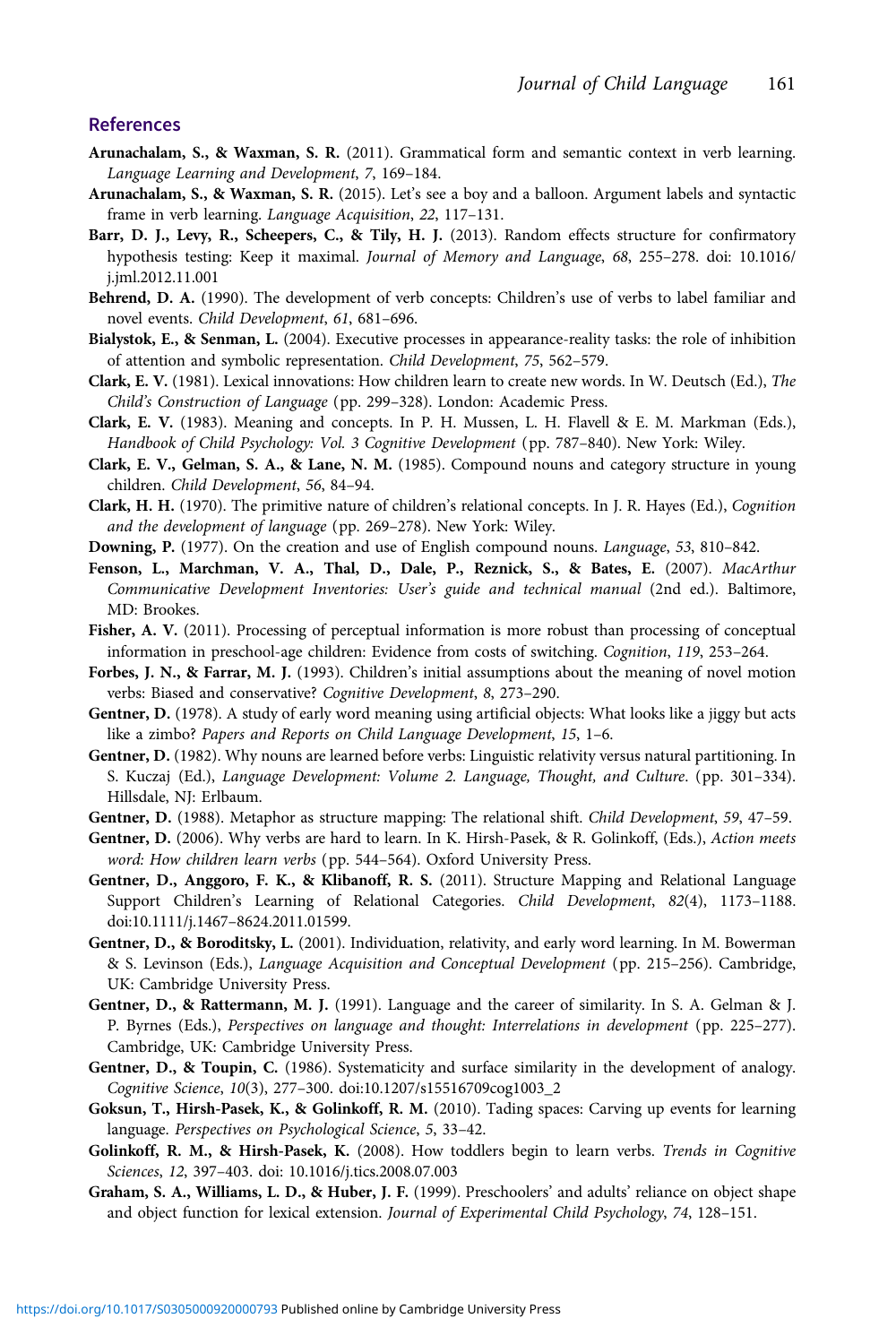## References

**Arunachalam, S., & Waxman, S. R.** (2011). Grammatical form and semantic context in verb learning. *Language Learning and Development*, *7*, 169–184.

**Arunachalam, S., & Waxman, S. R.** (2015). Let's see a boy and a balloon. Argument labels and syntactic frame in verb learning. *Language Acquisition*, *22*, 117–131.

**Barr, D. J., Levy, R., Scheepers, C., & Tily, H. J.** (2013). Random effects structure for confirmatory hypothesis testing: Keep it maximal. *Journal of Memory and Language*, *68*, 255–278. doi: 10.1016/j.jml.2012.11.001

**Behrend, D. A.** (1990). The development of verb concepts: Children's use of verbs to label familiar and novel events. *Child Development*, *61*, 681–696.

**Bialystok, E., & Senman, L.** (2004). Executive processes in appearance-reality tasks: the role of inhibition of attention and symbolic representation. *Child Development*, *75*, 562–579.

**Clark, E. V.** (1981). Lexical innovations: How children learn to create new words. In W. Deutsch (Ed.), *The Child's Construction of Language* (pp. 299–328). London: Academic Press.

**Clark, E. V.** (1983). Meaning and concepts. In P. H. Mussen, L. H. Flavell & E. M. Markman (Eds.), *Handbook of Child Psychology: Vol. 3 Cognitive Development* (pp. 787–840). New York: Wiley.

**Clark, E. V., Gelman, S. A., & Lane, N. M.** (1985). Compound nouns and category structure in young children. *Child Development*, *56*, 84–94.

**Clark, H. H.** (1970). The primitive nature of children's relational concepts. In J. R. Hayes (Ed.), *Cognition and the development of language* (pp. 269–278). New York: Wiley.

**Downing, P.** (1977). On the creation and use of English compound nouns. *Language*, *53*, 810–842.

**Fenson, L., Marchman, V. A., Thal, D., Dale, P., Reznick, S., & Bates, E.** (2007). *MacArthur Communicative Development Inventories: User's guide and technical manual* (2nd ed.). Baltimore, MD: Brookes.

**Fisher, A. V.** (2011). Processing of perceptual information is more robust than processing of conceptual information in preschool-age children: Evidence from costs of switching. *Cognition*, *119*, 253–264.

**Forbes, J. N., & Farrar, M. J.** (1993). Children's initial assumptions about the meaning of novel motion verbs: Biased and conservative? *Cognitive Development*, *8*, 273–290.

**Gentner, D.** (1978). A study of early word meaning using artificial objects: What looks like a jiggy but acts like a zimbo? *Papers and Reports on Child Language Development*, *15*, 1–6.

**Gentner, D.** (1982). Why nouns are learned before verbs: Linguistic relativity versus natural partitioning. In S. Kuczaj (Ed.), *Language Development: Volume 2. Language, Thought, and Culture*. (pp. 301–334). Hillsdale, NJ: Erlbaum.

**Gentner, D.** (1988). Metaphor as structure mapping: The relational shift. *Child Development*, *59*, 47–59.

**Gentner, D.** (2006). Why verbs are hard to learn. In K. Hirsh-Pasek, & R. Golinkoff, (Eds.), *Action meets word: How children learn verbs* (pp. 544–564). Oxford University Press.

**Gentner, D., Anggoro, F. K., & Klibanoff, R. S.** (2011). Structure Mapping and Relational Language Support Children's Learning of Relational Categories. *Child Development*, *82*(4), 1173–1188. doi:10.1111/j.1467–8624.2011.01599.

**Gentner, D., & Boroditsky, L.** (2001). Individuation, relativity, and early word learning. In M. Bowerman & S. Levinson (Eds.), *Language Acquisition and Conceptual Development* (pp. 215–256). Cambridge, UK: Cambridge University Press.

**Gentner, D., & Rattermann, M. J.** (1991). Language and the career of similarity. In S. A. Gelman & J. P. Byrnes (Eds.), *Perspectives on language and thought: Interrelations in development* (pp. 225–277). Cambridge, UK: Cambridge University Press.

**Gentner, D., & Toupin, C.** (1986). Systematicity and surface similarity in the development of analogy. *Cognitive Science*, *10*(3), 277–300. doi:10.1207/s15516709cog1003_2

**Goksun, T., Hirsh-Pasek, K., & Golinkoff, R. M.** (2010). Tading spaces: Carving up events for learning language. *Perspectives on Psychological Science*, *5*, 33–42.

**Golinkoff, R. M., & Hirsh-Pasek, K.** (2008). How toddlers begin to learn verbs. *Trends in Cognitive Sciences*, *12*, 397–403. doi: 10.1016/j.tics.2008.07.003

**Graham, S. A., Williams, L. D., & Huber, J. F.** (1999). Preschoolers' and adults' reliance on object shape and object function for lexical extension. *Journal of Experimental Child Psychology*, *74*, 128–151.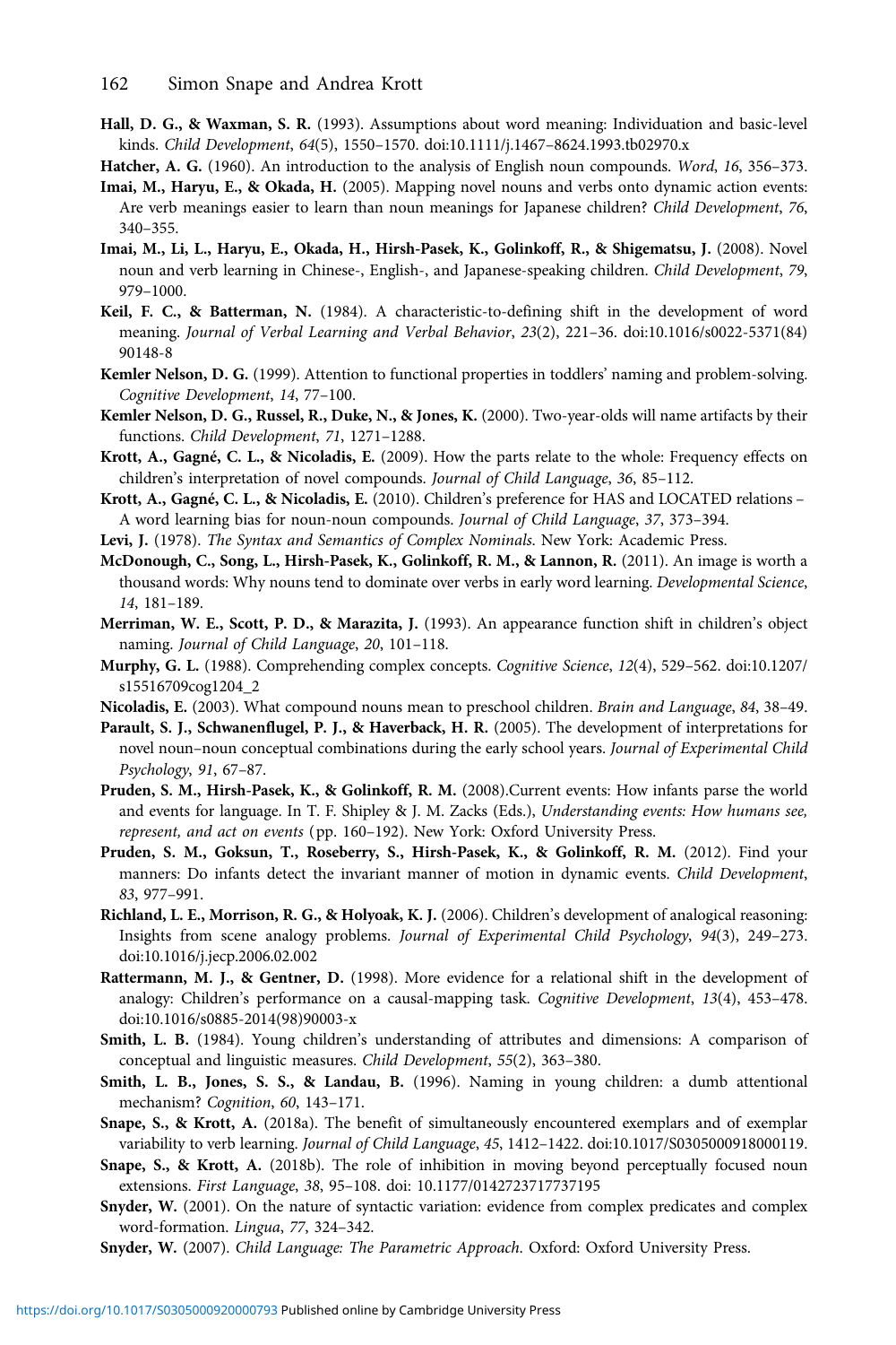**Hall, D. G., & Waxman, S. R.** (1993). Assumptions about word meaning: Individuation and basic-level kinds. *Child Development*, *64*(5), 1550–1570. doi:10.1111/j.1467–8624.1993.tb02970.x

**Hatcher, A. G.** (1960). An introduction to the analysis of English noun compounds. *Word*, *16*, 356–373.

**Imai, M., Haryu, E., & Okada, H.** (2005). Mapping novel nouns and verbs onto dynamic action events: Are verb meanings easier to learn than noun meanings for Japanese children? *Child Development*, *76*, 340–355.

**Imai, M., Li, L., Haryu, E., Okada, H., Hirsh-Pasek, K., Golinkoff, R., & Shigematsu, J.** (2008). Novel noun and verb learning in Chinese-, English-, and Japanese-speaking children. *Child Development*, *79*, 979–1000.

**Keil, F. C., & Batterman, N.** (1984). A characteristic-to-defining shift in the development of word meaning. *Journal of Verbal Learning and Verbal Behavior*, *23*(2), 221–36. doi:10.1016/s0022-5371(84)90148-8

**Kemler Nelson, D. G.** (1999). Attention to functional properties in toddlers' naming and problem-solving. *Cognitive Development*, *14*, 77–100.

**Kemler Nelson, D. G., Russel, R., Duke, N., & Jones, K.** (2000). Two-year-olds will name artifacts by their functions. *Child Development*, *71*, 1271–1288.

**Krott, A., Gagné, C. L., & Nicoladis, E.** (2009). How the parts relate to the whole: Frequency effects on children's interpretation of novel compounds. *Journal of Child Language*, *36*, 85–112.

**Krott, A., Gagné, C. L., & Nicoladis, E.** (2010). Children's preference for HAS and LOCATED relations – A word learning bias for noun-noun compounds. *Journal of Child Language*, *37*, 373–394.

**Levi, J.** (1978). *The Syntax and Semantics of Complex Nominals.* New York: Academic Press.

**McDonough, C., Song, L., Hirsh-Pasek, K., Golinkoff, R. M., & Lannon, R.** (2011). An image is worth a thousand words: Why nouns tend to dominate over verbs in early word learning. *Developmental Science*, *14*, 181–189.

**Merriman, W. E., Scott, P. D., & Marazita, J.** (1993). An appearance function shift in children's object naming. *Journal of Child Language*, *20*, 101–118.

**Murphy, G. L.** (1988). Comprehending complex concepts. *Cognitive Science*, *12*(4), 529–562. doi:10.1207/s15516709cog1204_2

**Nicoladis, E.** (2003). What compound nouns mean to preschool children. *Brain and Language*, *84*, 38–49.

**Parault, S. J., Schwanenflugel, P. J., & Haverback, H. R.** (2005). The development of interpretations for novel noun–noun conceptual combinations during the early school years. *Journal of Experimental Child Psychology*, *91*, 67–87.

**Pruden, S. M., Hirsh-Pasek, K., & Golinkoff, R. M.** (2008).Current events: How infants parse the world and events for language. In T. F. Shipley & J. M. Zacks (Eds.), *Understanding events: How humans see, represent, and act on events* (pp. 160–192). New York: Oxford University Press.

**Pruden, S. M., Goksun, T., Roseberry, S., Hirsh-Pasek, K., & Golinkoff, R. M.** (2012). Find your manners: Do infants detect the invariant manner of motion in dynamic events. *Child Development*, *83*, 977–991.

**Richland, L. E., Morrison, R. G., & Holyoak, K. J.** (2006). Children's development of analogical reasoning: Insights from scene analogy problems. *Journal of Experimental Child Psychology*, *94*(3), 249–273. doi:10.1016/j.jecp.2006.02.002

**Rattermann, M. J., & Gentner, D.** (1998). More evidence for a relational shift in the development of analogy: Children's performance on a causal-mapping task. *Cognitive Development*, *13*(4), 453–478. doi:10.1016/s0885-2014(98)90003-x

**Smith, L. B.** (1984). Young children's understanding of attributes and dimensions: A comparison of conceptual and linguistic measures. *Child Development*, *55*(2), 363–380.

**Smith, L. B., Jones, S. S., & Landau, B.** (1996). Naming in young children: a dumb attentional mechanism? *Cognition*, *60*, 143–171.

**Snape, S., & Krott, A.** (2018a). The benefit of simultaneously encountered exemplars and of exemplar variability to verb learning. *Journal of Child Language*, *45*, 1412–1422. doi:10.1017/S0305000918000119.

**Snape, S., & Krott, A.** (2018b). The role of inhibition in moving beyond perceptually focused noun extensions. *First Language*, *38*, 95–108. doi: 10.1177/0142723717737195

**Snyder, W.** (2001). On the nature of syntactic variation: evidence from complex predicates and complex word-formation. *Lingua*, *77*, 324–342.

**Snyder, W.** (2007). *Child Language: The Parametric Approach*. Oxford: Oxford University Press.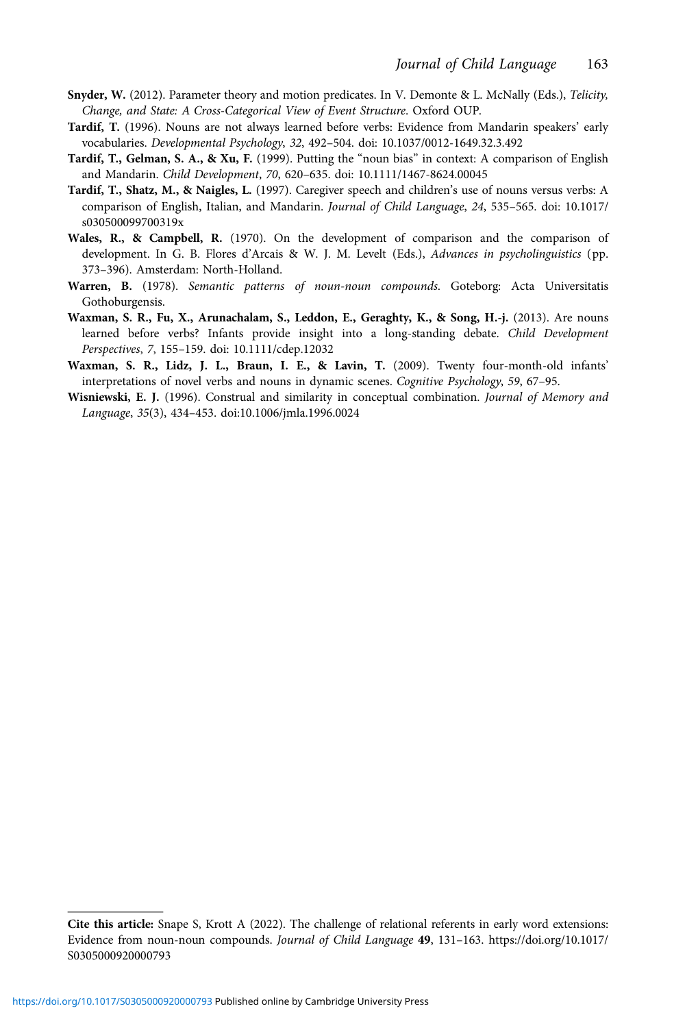**Snyder, W.** (2012). Parameter theory and motion predicates. In V. Demonte & L. McNally (Eds.), *Telicity, Change, and State: A Cross-Categorical View of Event Structure*. Oxford OUP.

**Tardif, T.** (1996). Nouns are not always learned before verbs: Evidence from Mandarin speakers' early vocabularies. *Developmental Psychology*, *32*, 492–504. doi: 10.1037/0012-1649.32.3.492

**Tardif, T., Gelman, S. A., & Xu, F.** (1999). Putting the "noun bias" in context: A comparison of English and Mandarin. *Child Development*, *70*, 620–635. doi: 10.1111/1467-8624.00045

**Tardif, T., Shatz, M., & Naigles, L.** (1997). Caregiver speech and children's use of nouns versus verbs: A comparison of English, Italian, and Mandarin. *Journal of Child Language*, *24*, 535–565. doi: 10.1017/s030500099700319x

**Wales, R., & Campbell, R.** (1970). On the development of comparison and the comparison of development. In G. B. Flores d'Arcais & W. J. M. Levelt (Eds.), *Advances in psycholinguistics* (pp. 373–396). Amsterdam: North-Holland.

**Warren, B.** (1978). *Semantic patterns of noun-noun compounds*. Goteborg: Acta Universitatis Gothoburgensis.

**Waxman, S. R., Fu, X., Arunachalam, S., Leddon, E., Geraghty, K., & Song, H.-j.** (2013). Are nouns learned before verbs? Infants provide insight into a long-standing debate. *Child Development Perspectives*, *7*, 155–159. doi: 10.1111/cdep.12032

**Waxman, S. R., Lidz, J. L., Braun, I. E., & Lavin, T.** (2009). Twenty four-month-old infants' interpretations of novel verbs and nouns in dynamic scenes. *Cognitive Psychology*, *59*, 67–95.

**Wisniewski, E. J.** (1996). Construal and similarity in conceptual combination. *Journal of Memory and Language*, *35*(3), 434–453. doi:10.1006/jmla.1996.0024

---

**Cite this article:** Snape S, Krott A (2022). The challenge of relational referents in early word extensions: Evidence from noun-noun compounds. *Journal of Child Language* **49**, 131–163. https://doi.org/10.1017/S0305000920000793